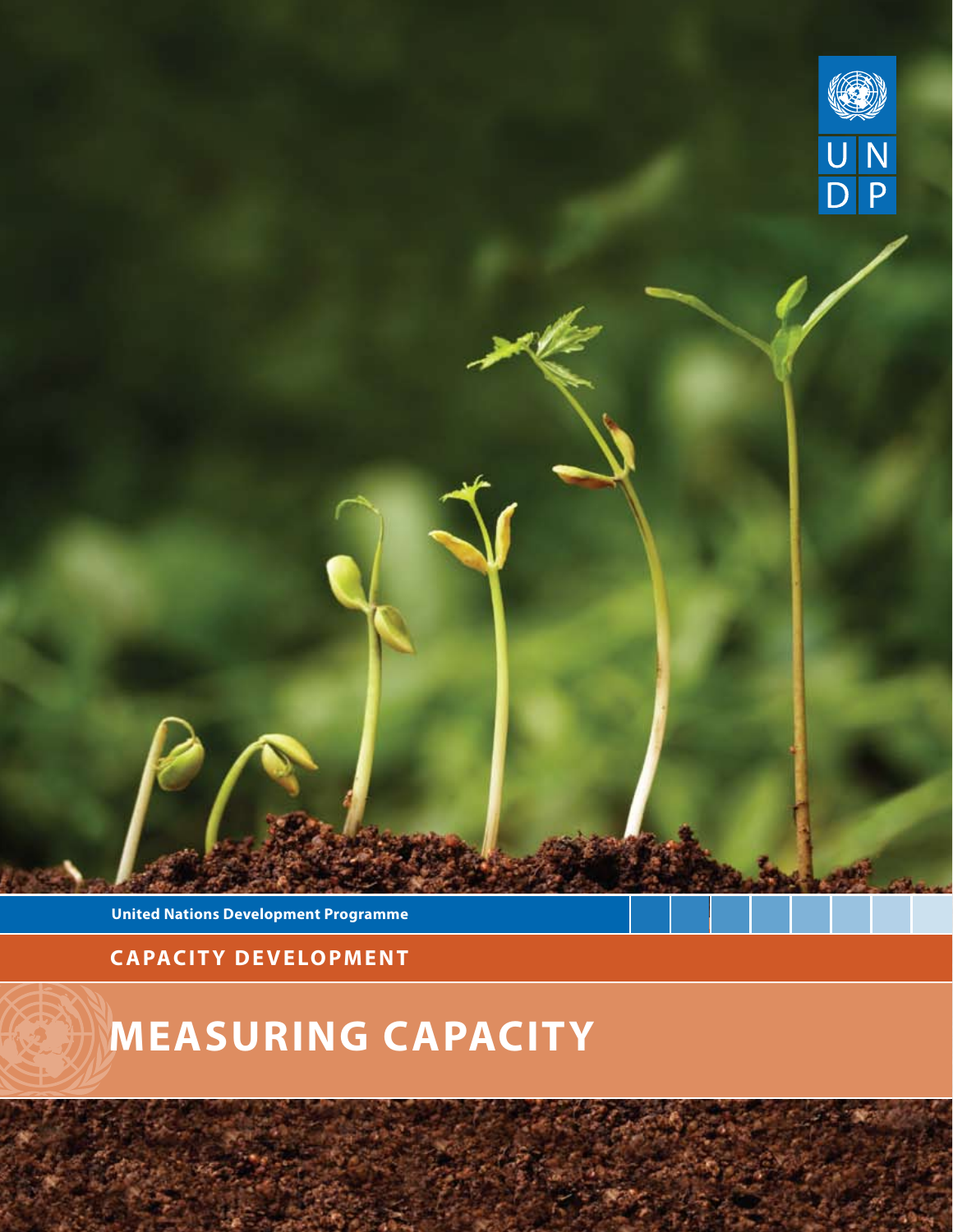U N
D P

United Nations Development Programme

**CAPACITY DEVELOPMENT**

# MEASURING CAPACITY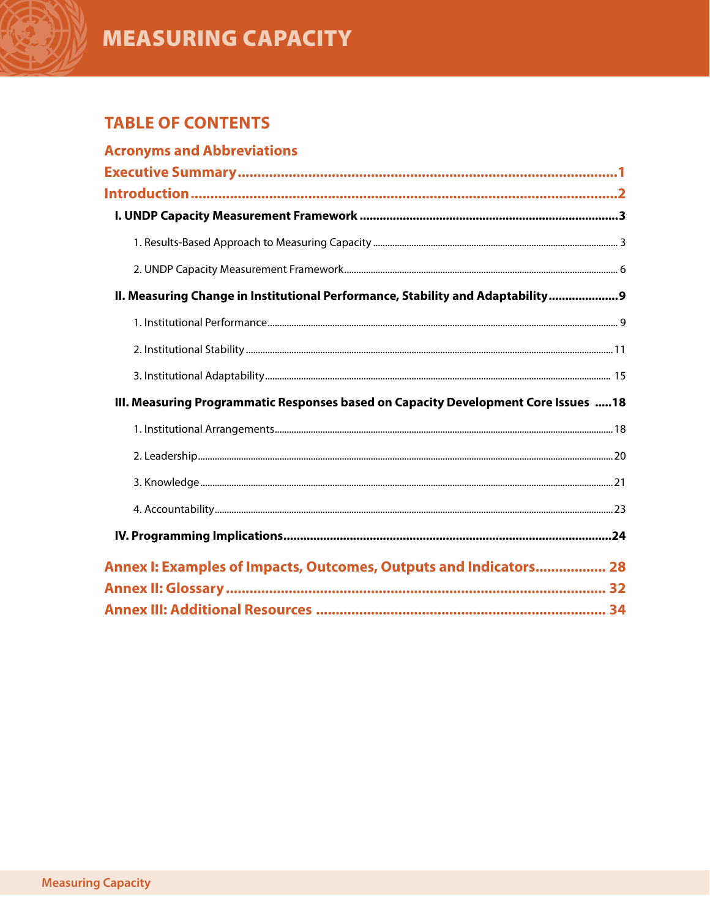# MEASURING CAPACITY

## TABLE OF CONTENTS

**Acronyms and Abbreviations**

**Executive Summary** .......... 1

**Introduction** .......... 2

**I. UNDP Capacity Measurement Framework** .......... 3

1. Results-Based Approach to Measuring Capacity .......... 3
2. UNDP Capacity Measurement Framework .......... 6

**II. Measuring Change in Institutional Performance, Stability and Adaptability** .......... 9

1. Institutional Performance .......... 9
2. Institutional Stability .......... 11
3. Institutional Adaptability .......... 15

**III. Measuring Programmatic Responses based on Capacity Development Core Issues** .......... 18

1. Institutional Arrangements .......... 18
2. Leadership .......... 20
3. Knowledge .......... 21
4. Accountability .......... 23

**IV. Programming Implications** .......... 24

**Annex I: Examples of Impacts, Outcomes, Outputs and Indicators** .......... 28

**Annex II: Glossary** .......... 32

**Annex III: Additional Resources** .......... 34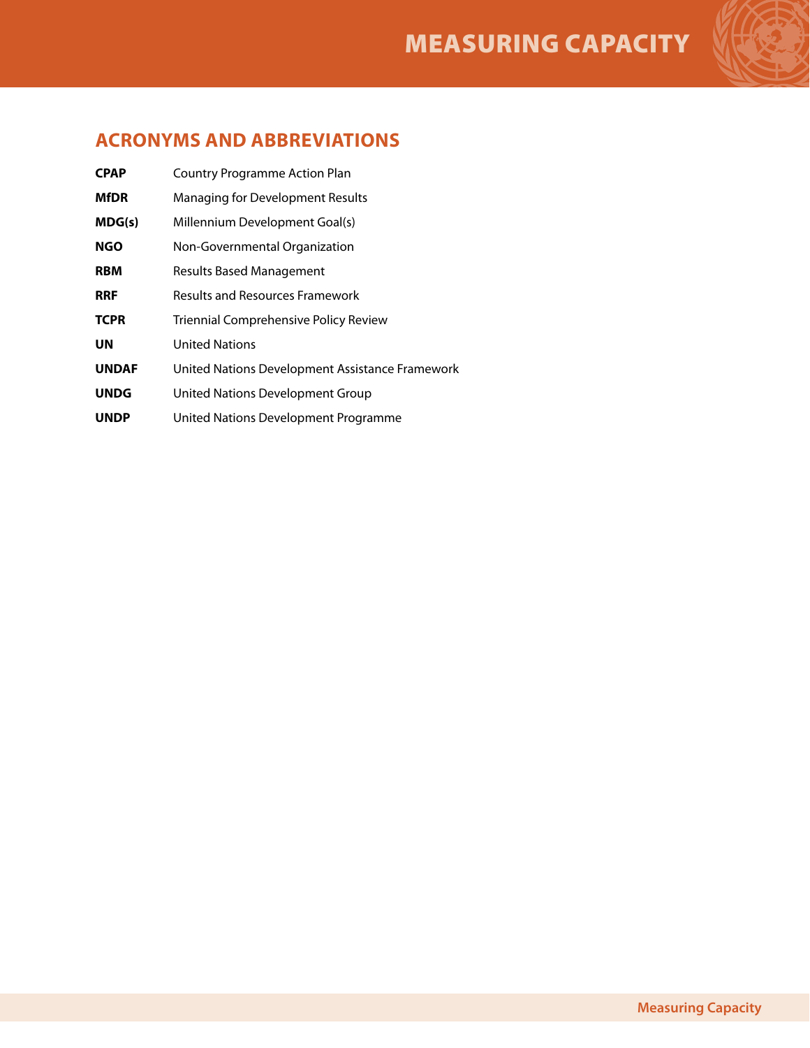## ACRONYMS AND ABBREVIATIONS

| | |
|---|---|
| **CPAP** | Country Programme Action Plan |
| **MfDR** | Managing for Development Results |
| **MDG(s)** | Millennium Development Goal(s) |
| **NGO** | Non-Governmental Organization |
| **RBM** | Results Based Management |
| **RRF** | Results and Resources Framework |
| **TCPR** | Triennial Comprehensive Policy Review |
| **UN** | United Nations |
| **UNDAF** | United Nations Development Assistance Framework |
| **UNDG** | United Nations Development Group |
| **UNDP** | United Nations Development Programme |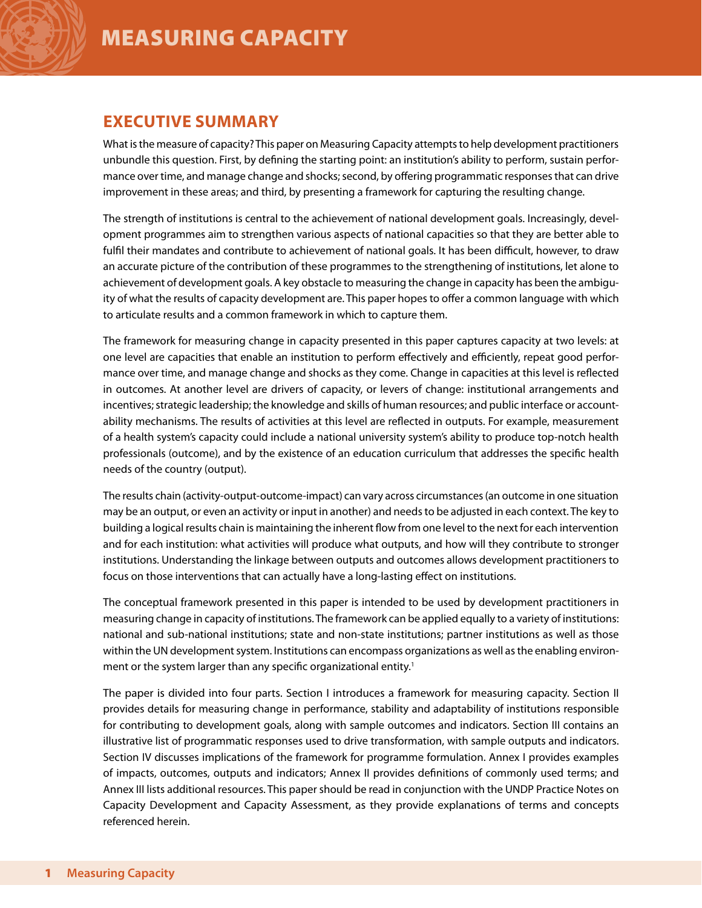# EXECUTIVE SUMMARY

What is the measure of capacity? This paper on Measuring Capacity attempts to help development practitioners unbundle this question. First, by defining the starting point: an institution's ability to perform, sustain performance over time, and manage change and shocks; second, by offering programmatic responses that can drive improvement in these areas; and third, by presenting a framework for capturing the resulting change.

The strength of institutions is central to the achievement of national development goals. Increasingly, development programmes aim to strengthen various aspects of national capacities so that they are better able to fulfil their mandates and contribute to achievement of national goals. It has been difficult, however, to draw an accurate picture of the contribution of these programmes to the strengthening of institutions, let alone to achievement of development goals. A key obstacle to measuring the change in capacity has been the ambiguity of what the results of capacity development are. This paper hopes to offer a common language with which to articulate results and a common framework in which to capture them.

The framework for measuring change in capacity presented in this paper captures capacity at two levels: at one level are capacities that enable an institution to perform effectively and efficiently, repeat good performance over time, and manage change and shocks as they come. Change in capacities at this level is reflected in outcomes. At another level are drivers of capacity, or levers of change: institutional arrangements and incentives; strategic leadership; the knowledge and skills of human resources; and public interface or accountability mechanisms. The results of activities at this level are reflected in outputs. For example, measurement of a health system's capacity could include a national university system's ability to produce top-notch health professionals (outcome), and by the existence of an education curriculum that addresses the specific health needs of the country (output).

The results chain (activity-output-outcome-impact) can vary across circumstances (an outcome in one situation may be an output, or even an activity or input in another) and needs to be adjusted in each context. The key to building a logical results chain is maintaining the inherent flow from one level to the next for each intervention and for each institution: what activities will produce what outputs, and how will they contribute to stronger institutions. Understanding the linkage between outputs and outcomes allows development practitioners to focus on those interventions that can actually have a long-lasting effect on institutions.

The conceptual framework presented in this paper is intended to be used by development practitioners in measuring change in capacity of institutions. The framework can be applied equally to a variety of institutions: national and sub-national institutions; state and non-state institutions; partner institutions as well as those within the UN development system. Institutions can encompass organizations as well as the enabling environment or the system larger than any specific organizational entity.[1]

The paper is divided into four parts. Section I introduces a framework for measuring capacity. Section II provides details for measuring change in performance, stability and adaptability of institutions responsible for contributing to development goals, along with sample outcomes and indicators. Section III contains an illustrative list of programmatic responses used to drive transformation, with sample outputs and indicators. Section IV discusses implications of the framework for programme formulation. Annex I provides examples of impacts, outcomes, outputs and indicators; Annex II provides definitions of commonly used terms; and Annex III lists additional resources. This paper should be read in conjunction with the UNDP Practice Notes on Capacity Development and Capacity Assessment, as they provide explanations of terms and concepts referenced herein.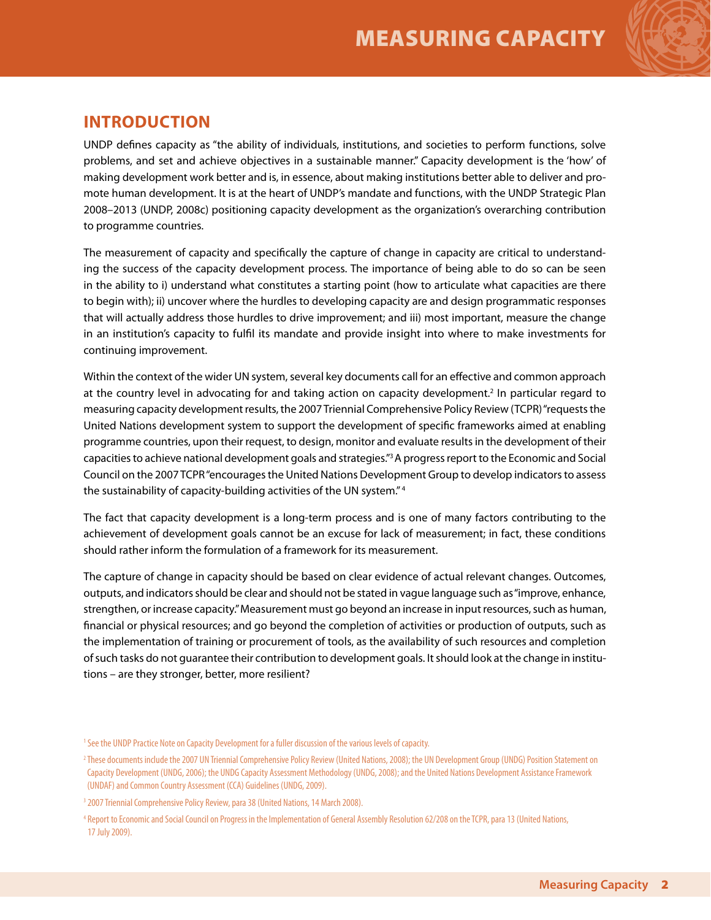## INTRODUCTION

UNDP defines capacity as "the ability of individuals, institutions, and societies to perform functions, solve problems, and set and achieve objectives in a sustainable manner." Capacity development is the 'how' of making development work better and is, in essence, about making institutions better able to deliver and promote human development. It is at the heart of UNDP's mandate and functions, with the UNDP Strategic Plan 2008–2013 (UNDP, 2008c) positioning capacity development as the organization's overarching contribution to programme countries.

The measurement of capacity and specifically the capture of change in capacity are critical to understanding the success of the capacity development process. The importance of being able to do so can be seen in the ability to i) understand what constitutes a starting point (how to articulate what capacities are there to begin with); ii) uncover where the hurdles to developing capacity are and design programmatic responses that will actually address those hurdles to drive improvement; and iii) most important, measure the change in an institution's capacity to fulfil its mandate and provide insight into where to make investments for continuing improvement.

Within the context of the wider UN system, several key documents call for an effective and common approach at the country level in advocating for and taking action on capacity development.[2] In particular regard to measuring capacity development results, the 2007 Triennial Comprehensive Policy Review (TCPR) "requests the United Nations development system to support the development of specific frameworks aimed at enabling programme countries, upon their request, to design, monitor and evaluate results in the development of their capacities to achieve national development goals and strategies."[3] A progress report to the Economic and Social Council on the 2007 TCPR "encourages the United Nations Development Group to develop indicators to assess the sustainability of capacity-building activities of the UN system."[4]

The fact that capacity development is a long-term process and is one of many factors contributing to the achievement of development goals cannot be an excuse for lack of measurement; in fact, these conditions should rather inform the formulation of a framework for its measurement.

The capture of change in capacity should be based on clear evidence of actual relevant changes. Outcomes, outputs, and indicators should be clear and should not be stated in vague language such as "improve, enhance, strengthen, or increase capacity." Measurement must go beyond an increase in input resources, such as human, financial or physical resources; and go beyond the completion of activities or production of outputs, such as the implementation of training or procurement of tools, as the availability of such resources and completion of such tasks do not guarantee their contribution to development goals. It should look at the change in institutions – are they stronger, better, more resilient?

[1] See the UNDP Practice Note on Capacity Development for a fuller discussion of the various levels of capacity.

[2] These documents include the 2007 UN Triennial Comprehensive Policy Review (United Nations, 2008); the UN Development Group (UNDG) Position Statement on Capacity Development (UNDG, 2006); the UNDG Capacity Assessment Methodology (UNDG, 2008); and the United Nations Development Assistance Framework (UNDAF) and Common Country Assessment (CCA) Guidelines (UNDG, 2009).

[3] 2007 Triennial Comprehensive Policy Review, para 38 (United Nations, 14 March 2008).

[4] Report to Economic and Social Council on Progress in the Implementation of General Assembly Resolution 62/208 on the TCPR, para 13 (United Nations, 17 July 2009).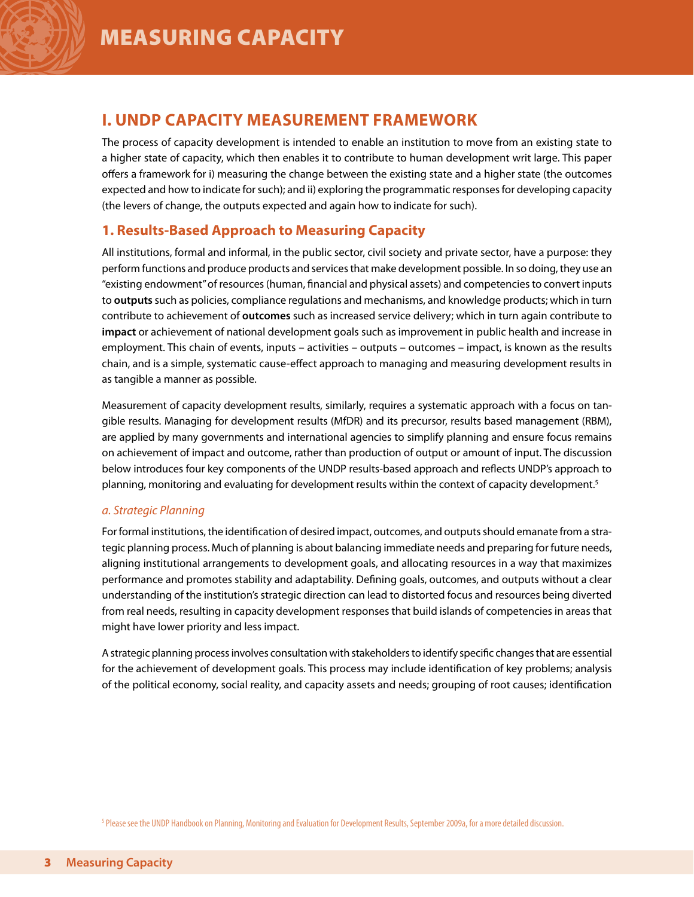# I. UNDP CAPACITY MEASUREMENT FRAMEWORK

The process of capacity development is intended to enable an institution to move from an existing state to a higher state of capacity, which then enables it to contribute to human development writ large. This paper offers a framework for i) measuring the change between the existing state and a higher state (the outcomes expected and how to indicate for such); and ii) exploring the programmatic responses for developing capacity (the levers of change, the outputs expected and again how to indicate for such).

## 1. Results-Based Approach to Measuring Capacity

All institutions, formal and informal, in the public sector, civil society and private sector, have a purpose: they perform functions and produce products and services that make development possible. In so doing, they use an "existing endowment" of resources (human, financial and physical assets) and competencies to convert inputs to **outputs** such as policies, compliance regulations and mechanisms, and knowledge products; which in turn contribute to achievement of **outcomes** such as increased service delivery; which in turn again contribute to **impact** or achievement of national development goals such as improvement in public health and increase in employment. This chain of events, inputs – activities – outputs – outcomes – impact, is known as the results chain, and is a simple, systematic cause-effect approach to managing and measuring development results in as tangible a manner as possible.

Measurement of capacity development results, similarly, requires a systematic approach with a focus on tangible results. Managing for development results (MfDR) and its precursor, results based management (RBM), are applied by many governments and international agencies to simplify planning and ensure focus remains on achievement of impact and outcome, rather than production of output or amount of input. The discussion below introduces four key components of the UNDP results-based approach and reflects UNDP's approach to planning, monitoring and evaluating for development results within the context of capacity development.[5]

### *a. Strategic Planning*

For formal institutions, the identification of desired impact, outcomes, and outputs should emanate from a strategic planning process. Much of planning is about balancing immediate needs and preparing for future needs, aligning institutional arrangements to development goals, and allocating resources in a way that maximizes performance and promotes stability and adaptability. Defining goals, outcomes, and outputs without a clear understanding of the institution's strategic direction can lead to distorted focus and resources being diverted from real needs, resulting in capacity development responses that build islands of competencies in areas that might have lower priority and less impact.

A strategic planning process involves consultation with stakeholders to identify specific changes that are essential for the achievement of development goals. This process may include identification of key problems; analysis of the political economy, social reality, and capacity assets and needs; grouping of root causes; identification

[5] Please see the UNDP Handbook on Planning, Monitoring and Evaluation for Development Results, September 2009a, for a more detailed discussion.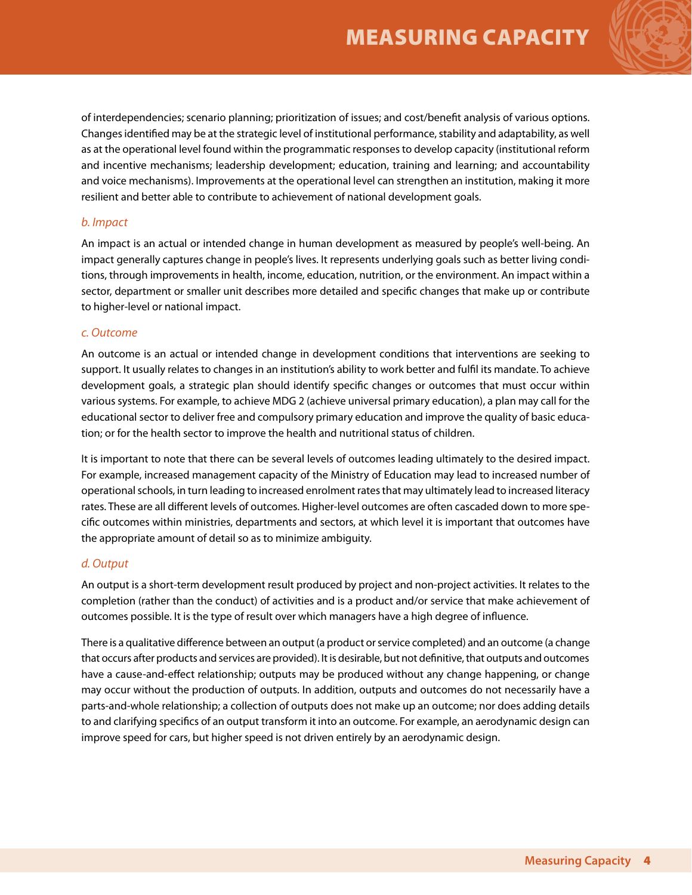of interdependencies; scenario planning; prioritization of issues; and cost/benefit analysis of various options. Changes identified may be at the strategic level of institutional performance, stability and adaptability, as well as at the operational level found within the programmatic responses to develop capacity (institutional reform and incentive mechanisms; leadership development; education, training and learning; and accountability and voice mechanisms). Improvements at the operational level can strengthen an institution, making it more resilient and better able to contribute to achievement of national development goals.

### *b. Impact*

An impact is an actual or intended change in human development as measured by people's well-being. An impact generally captures change in people's lives. It represents underlying goals such as better living conditions, through improvements in health, income, education, nutrition, or the environment. An impact within a sector, department or smaller unit describes more detailed and specific changes that make up or contribute to higher-level or national impact.

### *c. Outcome*

An outcome is an actual or intended change in development conditions that interventions are seeking to support. It usually relates to changes in an institution's ability to work better and fulfil its mandate. To achieve development goals, a strategic plan should identify specific changes or outcomes that must occur within various systems. For example, to achieve MDG 2 (achieve universal primary education), a plan may call for the educational sector to deliver free and compulsory primary education and improve the quality of basic education; or for the health sector to improve the health and nutritional status of children.

It is important to note that there can be several levels of outcomes leading ultimately to the desired impact. For example, increased management capacity of the Ministry of Education may lead to increased number of operational schools, in turn leading to increased enrolment rates that may ultimately lead to increased literacy rates. These are all different levels of outcomes. Higher-level outcomes are often cascaded down to more specific outcomes within ministries, departments and sectors, at which level it is important that outcomes have the appropriate amount of detail so as to minimize ambiguity.

### *d. Output*

An output is a short-term development result produced by project and non-project activities. It relates to the completion (rather than the conduct) of activities and is a product and/or service that make achievement of outcomes possible. It is the type of result over which managers have a high degree of influence.

There is a qualitative difference between an output (a product or service completed) and an outcome (a change that occurs after products and services are provided). It is desirable, but not definitive, that outputs and outcomes have a cause-and-effect relationship; outputs may be produced without any change happening, or change may occur without the production of outputs. In addition, outputs and outcomes do not necessarily have a parts-and-whole relationship; a collection of outputs does not make up an outcome; nor does adding details to and clarifying specifics of an output transform it into an outcome. For example, an aerodynamic design can improve speed for cars, but higher speed is not driven entirely by an aerodynamic design.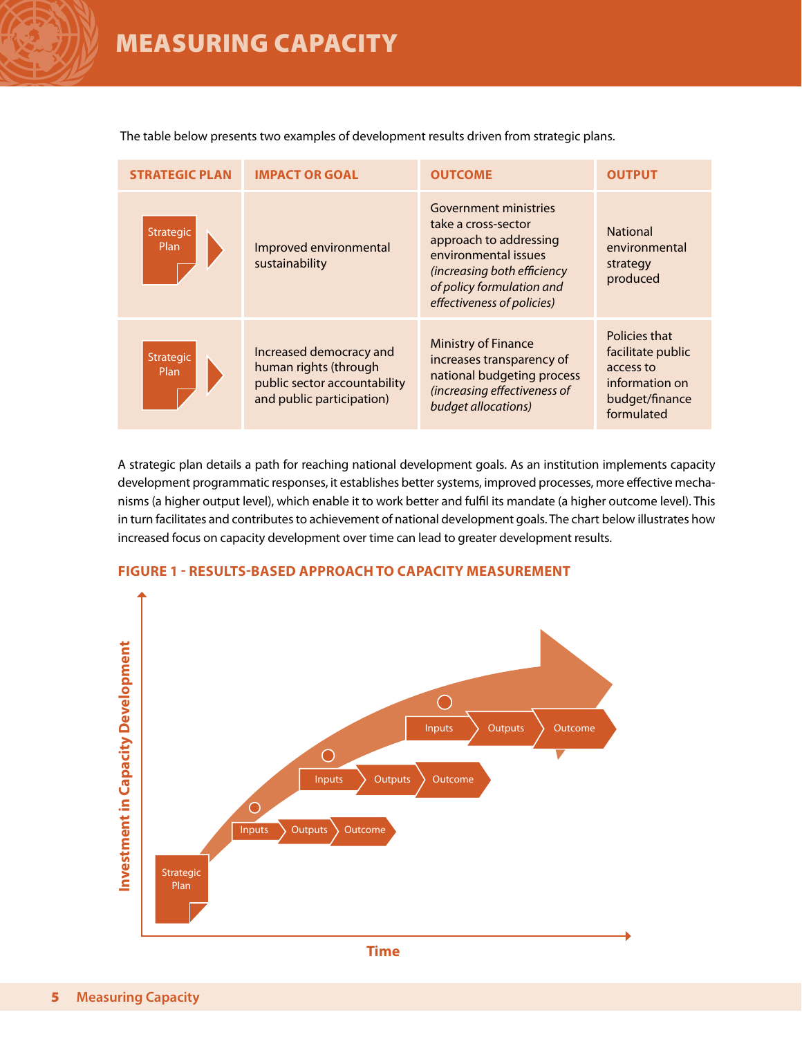# MEASURING CAPACITY

The table below presents two examples of development results driven from strategic plans.

| STRATEGIC PLAN | IMPACT OR GOAL | OUTCOME | OUTPUT |
|---|---|---|---|
| Strategic Plan | Improved environmental sustainability | Government ministries take a cross-sector approach to addressing environmental issues *(increasing both efficiency of policy formulation and effectiveness of policies)* | National environmental strategy produced |
| Strategic Plan | Increased democracy and human rights (through public sector accountability and public participation) | Ministry of Finance increases transparency of national budgeting process *(increasing effectiveness of budget allocations)* | Policies that facilitate public access to information on budget/finance formulated |

A strategic plan details a path for reaching national development goals. As an institution implements capacity development programmatic responses, it establishes better systems, improved processes, more effective mechanisms (a higher output level), which enable it to work better and fulfil its mandate (a higher outcome level). This in turn facilitates and contributes to achievement of national development goals. The chart below illustrates how increased focus on capacity development over time can lead to greater development results.

**FIGURE 1 - RESULTS-BASED APPROACH TO CAPACITY MEASUREMENT**

Investment in Capacity Development

Strategic Plan

Inputs → Outputs → Outcome

Inputs → Outputs → Outcome

Inputs → Outputs → Outcome

Time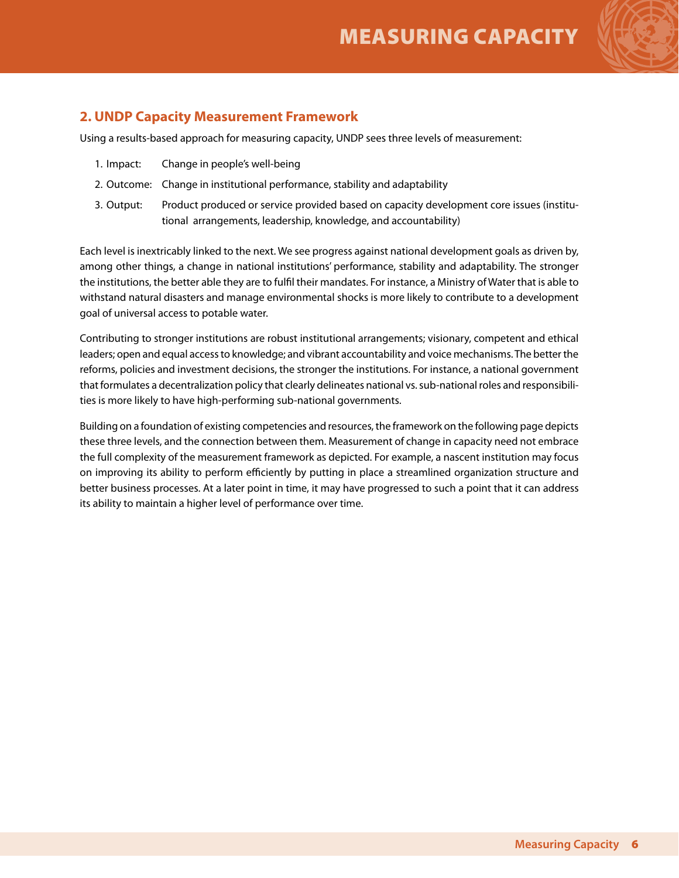## 2. UNDP Capacity Measurement Framework

Using a results-based approach for measuring capacity, UNDP sees three levels of measurement:

1. Impact: Change in people's well-being
2. Outcome: Change in institutional performance, stability and adaptability
3. Output: Product produced or service provided based on capacity development core issues (institutional arrangements, leadership, knowledge, and accountability)

Each level is inextricably linked to the next. We see progress against national development goals as driven by, among other things, a change in national institutions' performance, stability and adaptability. The stronger the institutions, the better able they are to fulfil their mandates. For instance, a Ministry of Water that is able to withstand natural disasters and manage environmental shocks is more likely to contribute to a development goal of universal access to potable water.

Contributing to stronger institutions are robust institutional arrangements; visionary, competent and ethical leaders; open and equal access to knowledge; and vibrant accountability and voice mechanisms. The better the reforms, policies and investment decisions, the stronger the institutions. For instance, a national government that formulates a decentralization policy that clearly delineates national vs. sub-national roles and responsibilities is more likely to have high-performing sub-national governments.

Building on a foundation of existing competencies and resources, the framework on the following page depicts these three levels, and the connection between them. Measurement of change in capacity need not embrace the full complexity of the measurement framework as depicted. For example, a nascent institution may focus on improving its ability to perform efficiently by putting in place a streamlined organization structure and better business processes. At a later point in time, it may have progressed to such a point that it can address its ability to maintain a higher level of performance over time.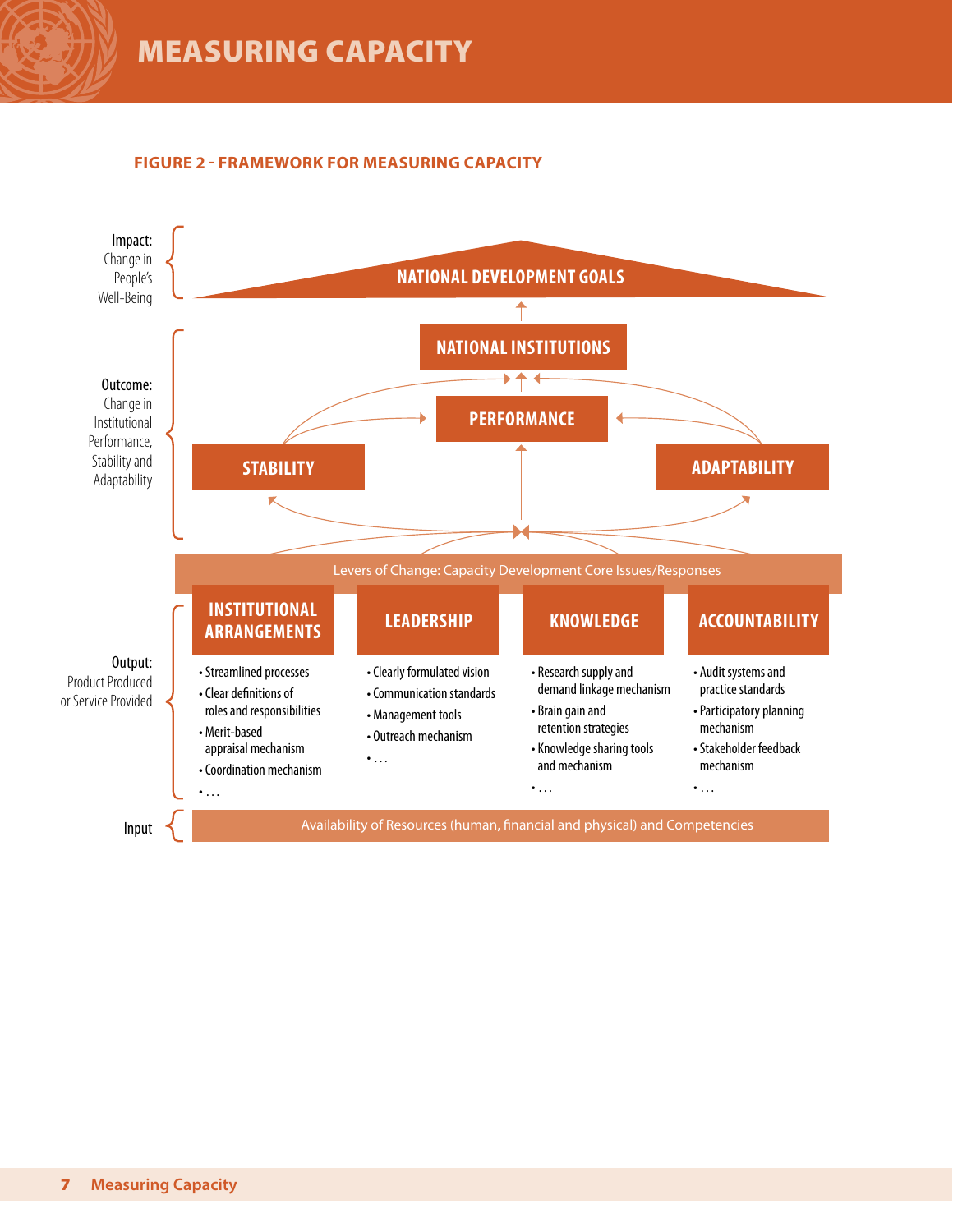# MEASURING CAPACITY

**FIGURE 2 - FRAMEWORK FOR MEASURING CAPACITY**

**Impact:** Change in People's Well-Being

NATIONAL DEVELOPMENT GOALS

**Outcome:** Change in Institutional Performance, Stability and Adaptability

NATIONAL INSTITUTIONS

PERFORMANCE

STABILITY

ADAPTABILITY

Levers of Change: Capacity Development Core Issues/Responses

**Output:** Product Produced or Service Provided

**INSTITUTIONAL ARRANGEMENTS**

- Streamlined processes
- Clear definitions of roles and responsibilities
- Merit-based appraisal mechanism
- Coordination mechanism
- …

**LEADERSHIP**

- Clearly formulated vision
- Communication standards
- Management tools
- Outreach mechanism
- …

**KNOWLEDGE**

- Research supply and demand linkage mechanism
- Brain gain and retention strategies
- Knowledge sharing tools and mechanism
- …

**ACCOUNTABILITY**

- Audit systems and practice standards
- Participatory planning mechanism
- Stakeholder feedback mechanism
- …

**Input**

Availability of Resources (human, financial and physical) and Competencies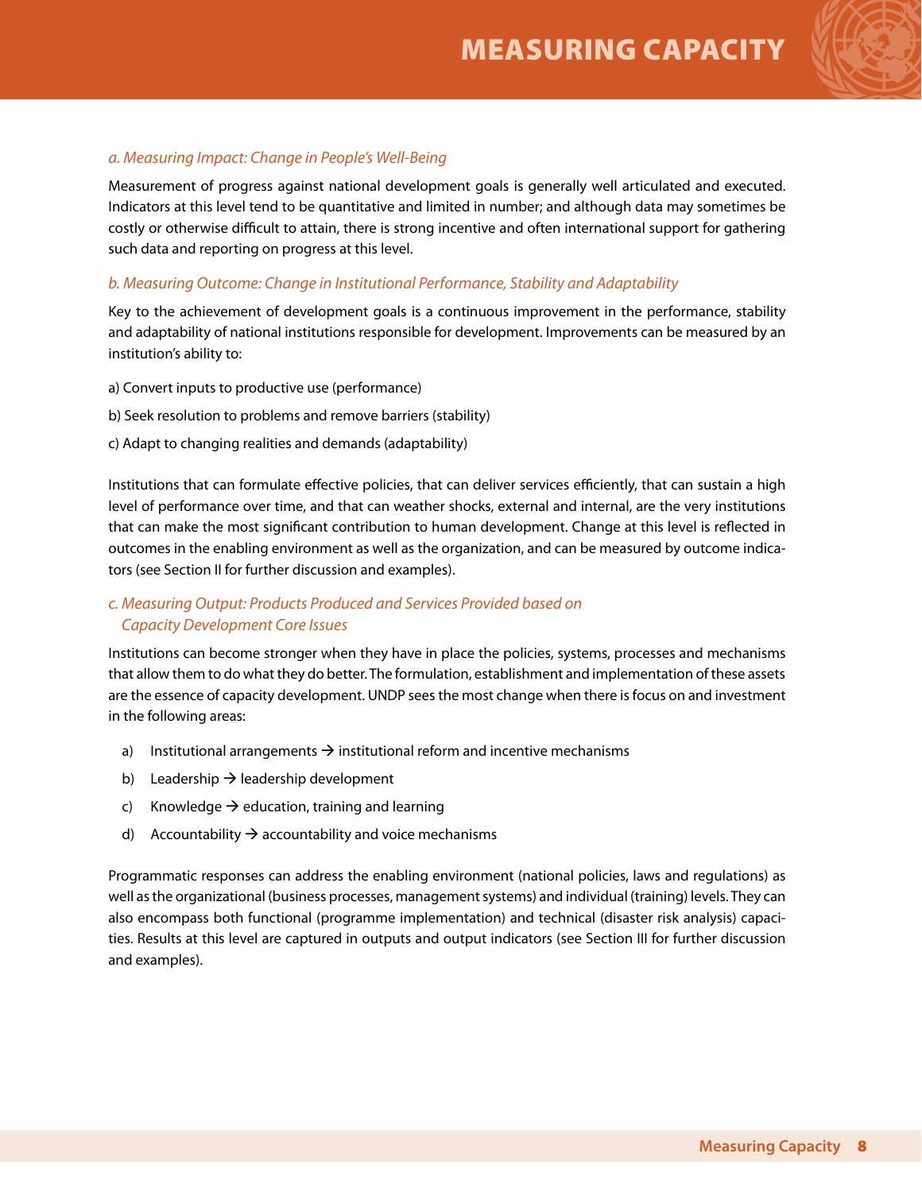### *a. Measuring Impact: Change in People's Well-Being*

Measurement of progress against national development goals is generally well articulated and executed. Indicators at this level tend to be quantitative and limited in number; and although data may sometimes be costly or otherwise difficult to attain, there is strong incentive and often international support for gathering such data and reporting on progress at this level.

### *b. Measuring Outcome: Change in Institutional Performance, Stability and Adaptability*

Key to the achievement of development goals is a continuous improvement in the performance, stability and adaptability of national institutions responsible for development. Improvements can be measured by an institution's ability to:

a) Convert inputs to productive use (performance)

b) Seek resolution to problems and remove barriers (stability)

c) Adapt to changing realities and demands (adaptability)

Institutions that can formulate effective policies, that can deliver services efficiently, that can sustain a high level of performance over time, and that can weather shocks, external and internal, are the very institutions that can make the most significant contribution to human development. Change at this level is reflected in outcomes in the enabling environment as well as the organization, and can be measured by outcome indicators (see Section II for further discussion and examples).

### *c. Measuring Output: Products Produced and Services Provided based on Capacity Development Core Issues*

Institutions can become stronger when they have in place the policies, systems, processes and mechanisms that allow them to do what they do better. The formulation, establishment and implementation of these assets are the essence of capacity development. UNDP sees the most change when there is focus on and investment in the following areas:

a) Institutional arrangements → institutional reform and incentive mechanisms

b) Leadership → leadership development

c) Knowledge → education, training and learning

d) Accountability → accountability and voice mechanisms

Programmatic responses can address the enabling environment (national policies, laws and regulations) as well as the organizational (business processes, management systems) and individual (training) levels. They can also encompass both functional (programme implementation) and technical (disaster risk analysis) capacities. Results at this level are captured in outputs and output indicators (see Section III for further discussion and examples).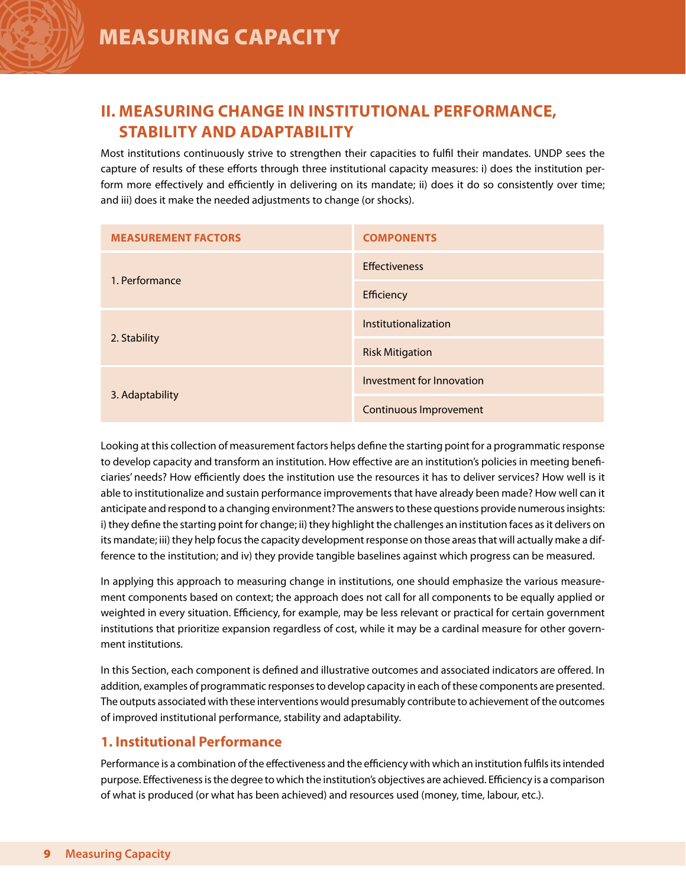## II. MEASURING CHANGE IN INSTITUTIONAL PERFORMANCE, STABILITY AND ADAPTABILITY

Most institutions continuously strive to strengthen their capacities to fulfil their mandates. UNDP sees the capture of results of these efforts through three institutional capacity measures: i) does the institution perform more effectively and efficiently in delivering on its mandate; ii) does it do so consistently over time; and iii) does it make the needed adjustments to change (or shocks).

| MEASUREMENT FACTORS | COMPONENTS |
|---|---|
| 1. Performance | Effectiveness |
| | Efficiency |
| 2. Stability | Institutionalization |
| | Risk Mitigation |
| 3. Adaptability | Investment for Innovation |
| | Continuous Improvement |

Looking at this collection of measurement factors helps define the starting point for a programmatic response to develop capacity and transform an institution. How effective are an institution's policies in meeting beneficiaries' needs? How efficiently does the institution use the resources it has to deliver services? How well is it able to institutionalize and sustain performance improvements that have already been made? How well can it anticipate and respond to a changing environment? The answers to these questions provide numerous insights: i) they define the starting point for change; ii) they highlight the challenges an institution faces as it delivers on its mandate; iii) they help focus the capacity development response on those areas that will actually make a difference to the institution; and iv) they provide tangible baselines against which progress can be measured.

In applying this approach to measuring change in institutions, one should emphasize the various measurement components based on context; the approach does not call for all components to be equally applied or weighted in every situation. Efficiency, for example, may be less relevant or practical for certain government institutions that prioritize expansion regardless of cost, while it may be a cardinal measure for other government institutions.

In this Section, each component is defined and illustrative outcomes and associated indicators are offered. In addition, examples of programmatic responses to develop capacity in each of these components are presented. The outputs associated with these interventions would presumably contribute to achievement of the outcomes of improved institutional performance, stability and adaptability.

### 1. Institutional Performance

Performance is a combination of the effectiveness and the efficiency with which an institution fulfils its intended purpose. Effectiveness is the degree to which the institution's objectives are achieved. Efficiency is a comparison of what is produced (or what has been achieved) and resources used (money, time, labour, etc.).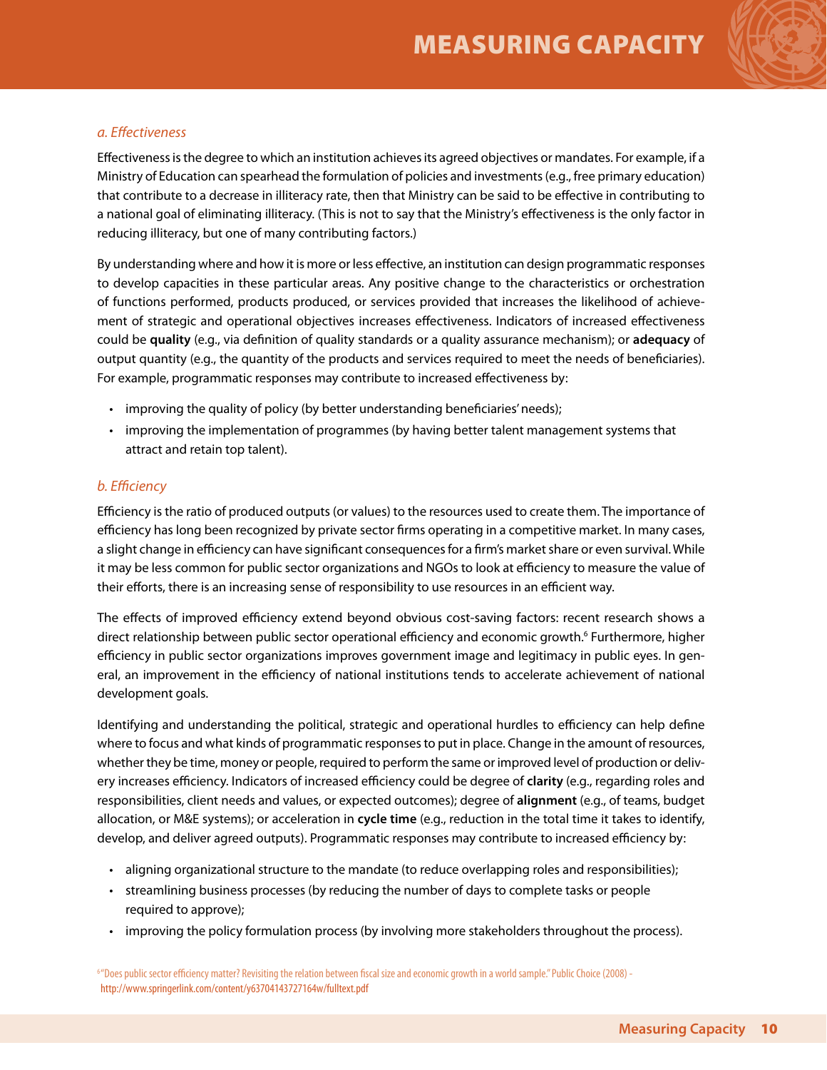### *a. Effectiveness*

Effectiveness is the degree to which an institution achieves its agreed objectives or mandates. For example, if a Ministry of Education can spearhead the formulation of policies and investments (e.g., free primary education) that contribute to a decrease in illiteracy rate, then that Ministry can be said to be effective in contributing to a national goal of eliminating illiteracy. (This is not to say that the Ministry's effectiveness is the only factor in reducing illiteracy, but one of many contributing factors.)

By understanding where and how it is more or less effective, an institution can design programmatic responses to develop capacities in these particular areas. Any positive change to the characteristics or orchestration of functions performed, products produced, or services provided that increases the likelihood of achievement of strategic and operational objectives increases effectiveness. Indicators of increased effectiveness could be **quality** (e.g., via definition of quality standards or a quality assurance mechanism); or **adequacy** of output quantity (e.g., the quantity of the products and services required to meet the needs of beneficiaries). For example, programmatic responses may contribute to increased effectiveness by:

- improving the quality of policy (by better understanding beneficiaries' needs);
- improving the implementation of programmes (by having better talent management systems that attract and retain top talent).

### *b. Efficiency*

Efficiency is the ratio of produced outputs (or values) to the resources used to create them. The importance of efficiency has long been recognized by private sector firms operating in a competitive market. In many cases, a slight change in efficiency can have significant consequences for a firm's market share or even survival. While it may be less common for public sector organizations and NGOs to look at efficiency to measure the value of their efforts, there is an increasing sense of responsibility to use resources in an efficient way.

The effects of improved efficiency extend beyond obvious cost-saving factors: recent research shows a direct relationship between public sector operational efficiency and economic growth.[6] Furthermore, higher efficiency in public sector organizations improves government image and legitimacy in public eyes. In general, an improvement in the efficiency of national institutions tends to accelerate achievement of national development goals.

Identifying and understanding the political, strategic and operational hurdles to efficiency can help define where to focus and what kinds of programmatic responses to put in place. Change in the amount of resources, whether they be time, money or people, required to perform the same or improved level of production or delivery increases efficiency. Indicators of increased efficiency could be degree of **clarity** (e.g., regarding roles and responsibilities, client needs and values, or expected outcomes); degree of **alignment** (e.g., of teams, budget allocation, or M&E systems); or acceleration in **cycle time** (e.g., reduction in the total time it takes to identify, develop, and deliver agreed outputs). Programmatic responses may contribute to increased efficiency by:

- aligning organizational structure to the mandate (to reduce overlapping roles and responsibilities);
- streamlining business processes (by reducing the number of days to complete tasks or people required to approve);
- improving the policy formulation process (by involving more stakeholders throughout the process).

[6] "Does public sector efficiency matter? Revisiting the relation between fiscal size and economic growth in a world sample." Public Choice (2008) - http://www.springerlink.com/content/y63704143727164w/fulltext.pdf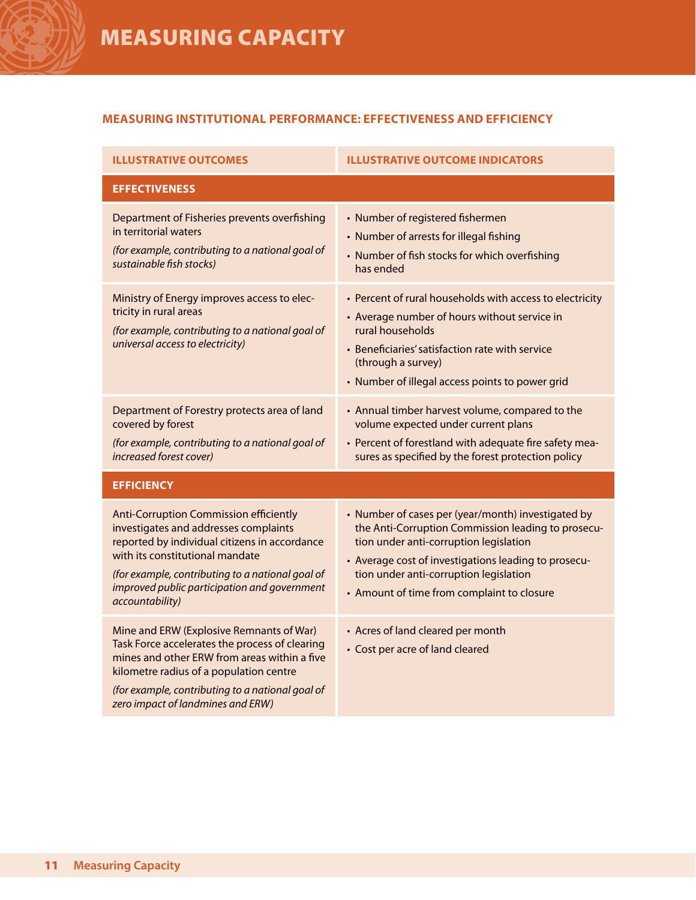# MEASURING CAPACITY

## MEASURING INSTITUTIONAL PERFORMANCE: EFFECTIVENESS AND EFFICIENCY

| ILLUSTRATIVE OUTCOMES | ILLUSTRATIVE OUTCOME INDICATORS |
|---|---|
| **EFFECTIVENESS** | |
| Department of Fisheries prevents overfishing in territorial waters<br>*(for example, contributing to a national goal of sustainable fish stocks)* | • Number of registered fishermen<br>• Number of arrests for illegal fishing<br>• Number of fish stocks for which overfishing has ended |
| Ministry of Energy improves access to electricity in rural areas<br>*(for example, contributing to a national goal of universal access to electricity)* | • Percent of rural households with access to electricity<br>• Average number of hours without service in rural households<br>• Beneficiaries' satisfaction rate with service (through a survey)<br>• Number of illegal access points to power grid |
| Department of Forestry protects area of land covered by forest<br>*(for example, contributing to a national goal of increased forest cover)* | • Annual timber harvest volume, compared to the volume expected under current plans<br>• Percent of forestland with adequate fire safety measures as specified by the forest protection policy |
| **EFFICIENCY** | |
| Anti-Corruption Commission efficiently investigates and addresses complaints reported by individual citizens in accordance with its constitutional mandate<br>*(for example, contributing to a national goal of improved public participation and government accountability)* | • Number of cases per (year/month) investigated by the Anti-Corruption Commission leading to prosecution under anti-corruption legislation<br>• Average cost of investigations leading to prosecution under anti-corruption legislation<br>• Amount of time from complaint to closure |
| Mine and ERW (Explosive Remnants of War) Task Force accelerates the process of clearing mines and other ERW from areas within a five kilometre radius of a population centre<br>*(for example, contributing to a national goal of zero impact of landmines and ERW)* | • Acres of land cleared per month<br>• Cost per acre of land cleared |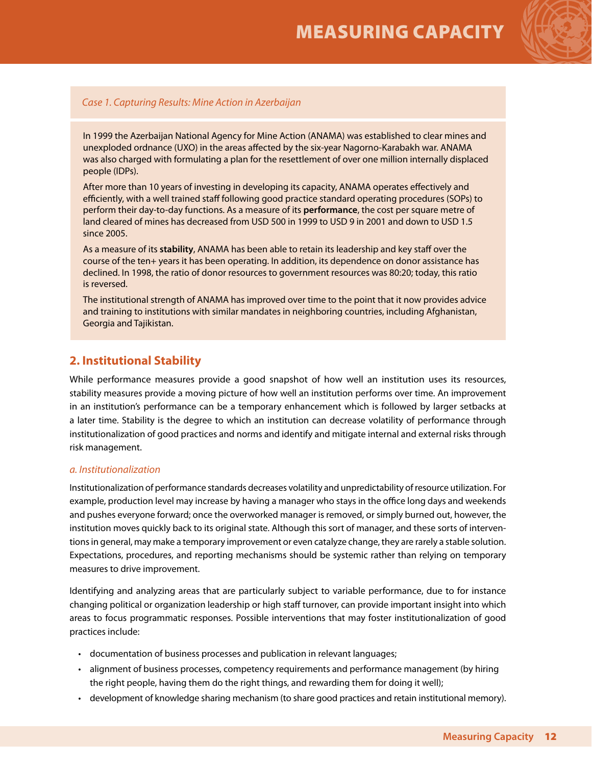*Case 1. Capturing Results: Mine Action in Azerbaijan*

In 1999 the Azerbaijan National Agency for Mine Action (ANAMA) was established to clear mines and unexploded ordnance (UXO) in the areas affected by the six-year Nagorno-Karabakh war. ANAMA was also charged with formulating a plan for the resettlement of over one million internally displaced people (IDPs).

After more than 10 years of investing in developing its capacity, ANAMA operates effectively and efficiently, with a well trained staff following good practice standard operating procedures (SOPs) to perform their day-to-day functions. As a measure of its **performance**, the cost per square metre of land cleared of mines has decreased from USD 500 in 1999 to USD 9 in 2001 and down to USD 1.5 since 2005.

As a measure of its **stability**, ANAMA has been able to retain its leadership and key staff over the course of the ten+ years it has been operating. In addition, its dependence on donor assistance has declined. In 1998, the ratio of donor resources to government resources was 80:20; today, this ratio is reversed.

The institutional strength of ANAMA has improved over time to the point that it now provides advice and training to institutions with similar mandates in neighboring countries, including Afghanistan, Georgia and Tajikistan.

## 2. Institutional Stability

While performance measures provide a good snapshot of how well an institution uses its resources, stability measures provide a moving picture of how well an institution performs over time. An improvement in an institution's performance can be a temporary enhancement which is followed by larger setbacks at a later time. Stability is the degree to which an institution can decrease volatility of performance through institutionalization of good practices and norms and identify and mitigate internal and external risks through risk management.

### *a. Institutionalization*

Institutionalization of performance standards decreases volatility and unpredictability of resource utilization. For example, production level may increase by having a manager who stays in the office long days and weekends and pushes everyone forward; once the overworked manager is removed, or simply burned out, however, the institution moves quickly back to its original state. Although this sort of manager, and these sorts of interventions in general, may make a temporary improvement or even catalyze change, they are rarely a stable solution. Expectations, procedures, and reporting mechanisms should be systemic rather than relying on temporary measures to drive improvement.

Identifying and analyzing areas that are particularly subject to variable performance, due to for instance changing political or organization leadership or high staff turnover, can provide important insight into which areas to focus programmatic responses. Possible interventions that may foster institutionalization of good practices include:

- documentation of business processes and publication in relevant languages;
- alignment of business processes, competency requirements and performance management (by hiring the right people, having them do the right things, and rewarding them for doing it well);
- development of knowledge sharing mechanism (to share good practices and retain institutional memory).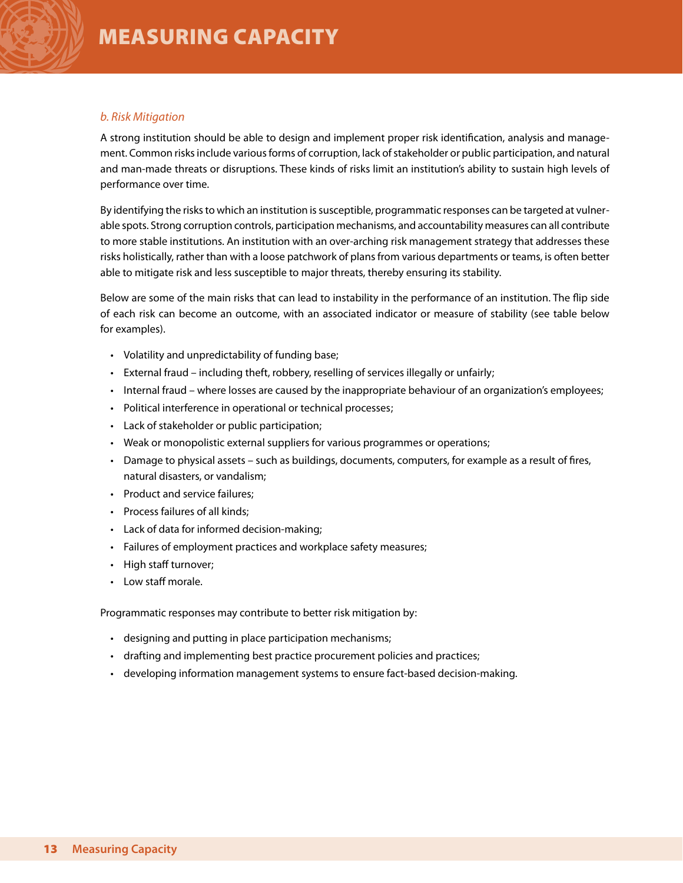*b. Risk Mitigation*

A strong institution should be able to design and implement proper risk identification, analysis and management. Common risks include various forms of corruption, lack of stakeholder or public participation, and natural and man-made threats or disruptions. These kinds of risks limit an institution's ability to sustain high levels of performance over time.

By identifying the risks to which an institution is susceptible, programmatic responses can be targeted at vulnerable spots. Strong corruption controls, participation mechanisms, and accountability measures can all contribute to more stable institutions. An institution with an over-arching risk management strategy that addresses these risks holistically, rather than with a loose patchwork of plans from various departments or teams, is often better able to mitigate risk and less susceptible to major threats, thereby ensuring its stability.

Below are some of the main risks that can lead to instability in the performance of an institution. The flip side of each risk can become an outcome, with an associated indicator or measure of stability (see table below for examples).

- Volatility and unpredictability of funding base;
- External fraud – including theft, robbery, reselling of services illegally or unfairly;
- Internal fraud – where losses are caused by the inappropriate behaviour of an organization's employees;
- Political interference in operational or technical processes;
- Lack of stakeholder or public participation;
- Weak or monopolistic external suppliers for various programmes or operations;
- Damage to physical assets – such as buildings, documents, computers, for example as a result of fires, natural disasters, or vandalism;
- Product and service failures;
- Process failures of all kinds;
- Lack of data for informed decision-making;
- Failures of employment practices and workplace safety measures;
- High staff turnover;
- Low staff morale.

Programmatic responses may contribute to better risk mitigation by:

- designing and putting in place participation mechanisms;
- drafting and implementing best practice procurement policies and practices;
- developing information management systems to ensure fact-based decision-making.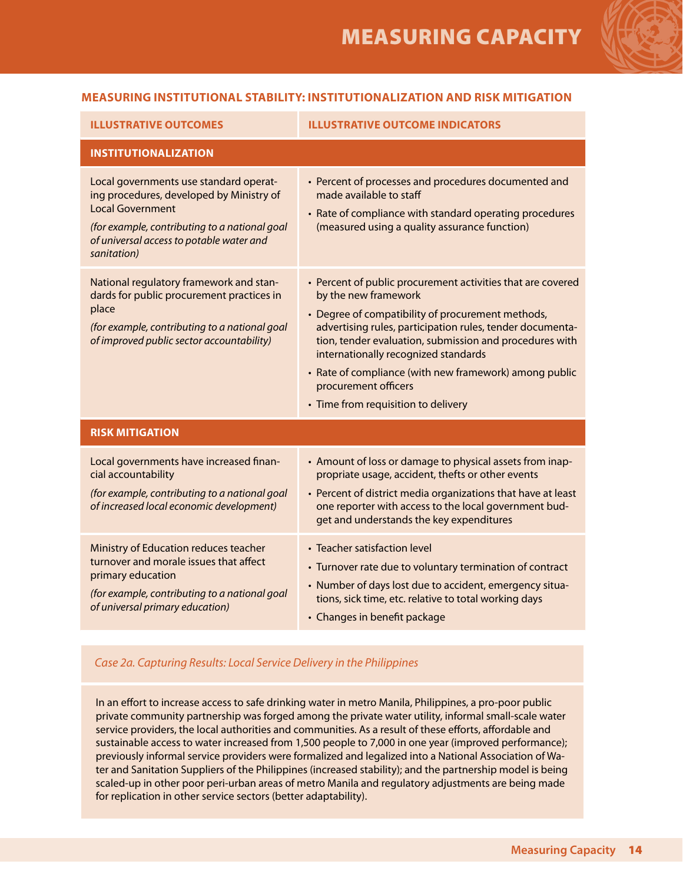## MEASURING INSTITUTIONAL STABILITY: INSTITUTIONALIZATION AND RISK MITIGATION

| ILLUSTRATIVE OUTCOMES | ILLUSTRATIVE OUTCOME INDICATORS |
|---|---|
| **INSTITUTIONALIZATION** | |
| Local governments use standard operating procedures, developed by Ministry of Local Government<br>*(for example, contributing to a national goal of universal access to potable water and sanitation)* | • Percent of processes and procedures documented and made available to staff<br>• Rate of compliance with standard operating procedures (measured using a quality assurance function) |
| National regulatory framework and standards for public procurement practices in place<br>*(for example, contributing to a national goal of improved public sector accountability)* | • Percent of public procurement activities that are covered by the new framework<br>• Degree of compatibility of procurement methods, advertising rules, participation rules, tender documentation, tender evaluation, submission and procedures with internationally recognized standards<br>• Rate of compliance (with new framework) among public procurement officers<br>• Time from requisition to delivery |
| **RISK MITIGATION** | |
| Local governments have increased financial accountability<br>*(for example, contributing to a national goal of increased local economic development)* | • Amount of loss or damage to physical assets from inappropriate usage, accident, thefts or other events<br>• Percent of district media organizations that have at least one reporter with access to the local government budget and understands the key expenditures |
| Ministry of Education reduces teacher turnover and morale issues that affect primary education<br>*(for example, contributing to a national goal of universal primary education)* | • Teacher satisfaction level<br>• Turnover rate due to voluntary termination of contract<br>• Number of days lost due to accident, emergency situations, sick time, etc. relative to total working days<br>• Changes in benefit package |

*Case 2a. Capturing Results: Local Service Delivery in the Philippines*

In an effort to increase access to safe drinking water in metro Manila, Philippines, a pro-poor public private community partnership was forged among the private water utility, informal small-scale water service providers, the local authorities and communities. As a result of these efforts, affordable and sustainable access to water increased from 1,500 people to 7,000 in one year (improved performance); previously informal service providers were formalized and legalized into a National Association of Water and Sanitation Suppliers of the Philippines (increased stability); and the partnership model is being scaled-up in other poor peri-urban areas of metro Manila and regulatory adjustments are being made for replication in other service sectors (better adaptability).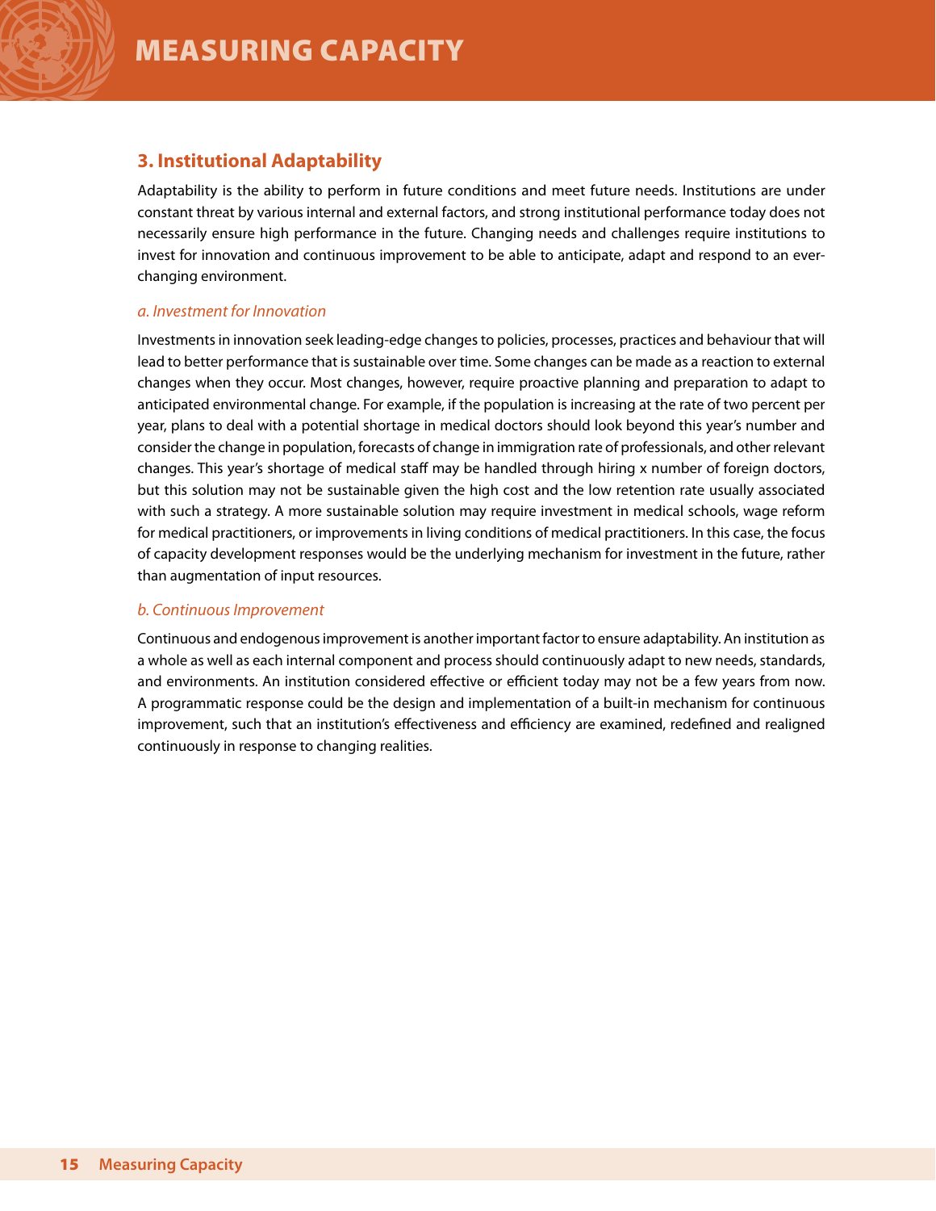## 3. Institutional Adaptability

Adaptability is the ability to perform in future conditions and meet future needs. Institutions are under constant threat by various internal and external factors, and strong institutional performance today does not necessarily ensure high performance in the future. Changing needs and challenges require institutions to invest for innovation and continuous improvement to be able to anticipate, adapt and respond to an ever-changing environment.

### *a. Investment for Innovation*

Investments in innovation seek leading-edge changes to policies, processes, practices and behaviour that will lead to better performance that is sustainable over time. Some changes can be made as a reaction to external changes when they occur. Most changes, however, require proactive planning and preparation to adapt to anticipated environmental change. For example, if the population is increasing at the rate of two percent per year, plans to deal with a potential shortage in medical doctors should look beyond this year's number and consider the change in population, forecasts of change in immigration rate of professionals, and other relevant changes. This year's shortage of medical staff may be handled through hiring x number of foreign doctors, but this solution may not be sustainable given the high cost and the low retention rate usually associated with such a strategy. A more sustainable solution may require investment in medical schools, wage reform for medical practitioners, or improvements in living conditions of medical practitioners. In this case, the focus of capacity development responses would be the underlying mechanism for investment in the future, rather than augmentation of input resources.

### *b. Continuous Improvement*

Continuous and endogenous improvement is another important factor to ensure adaptability. An institution as a whole as well as each internal component and process should continuously adapt to new needs, standards, and environments. An institution considered effective or efficient today may not be a few years from now. A programmatic response could be the design and implementation of a built-in mechanism for continuous improvement, such that an institution's effectiveness and efficiency are examined, redefined and realigned continuously in response to changing realities.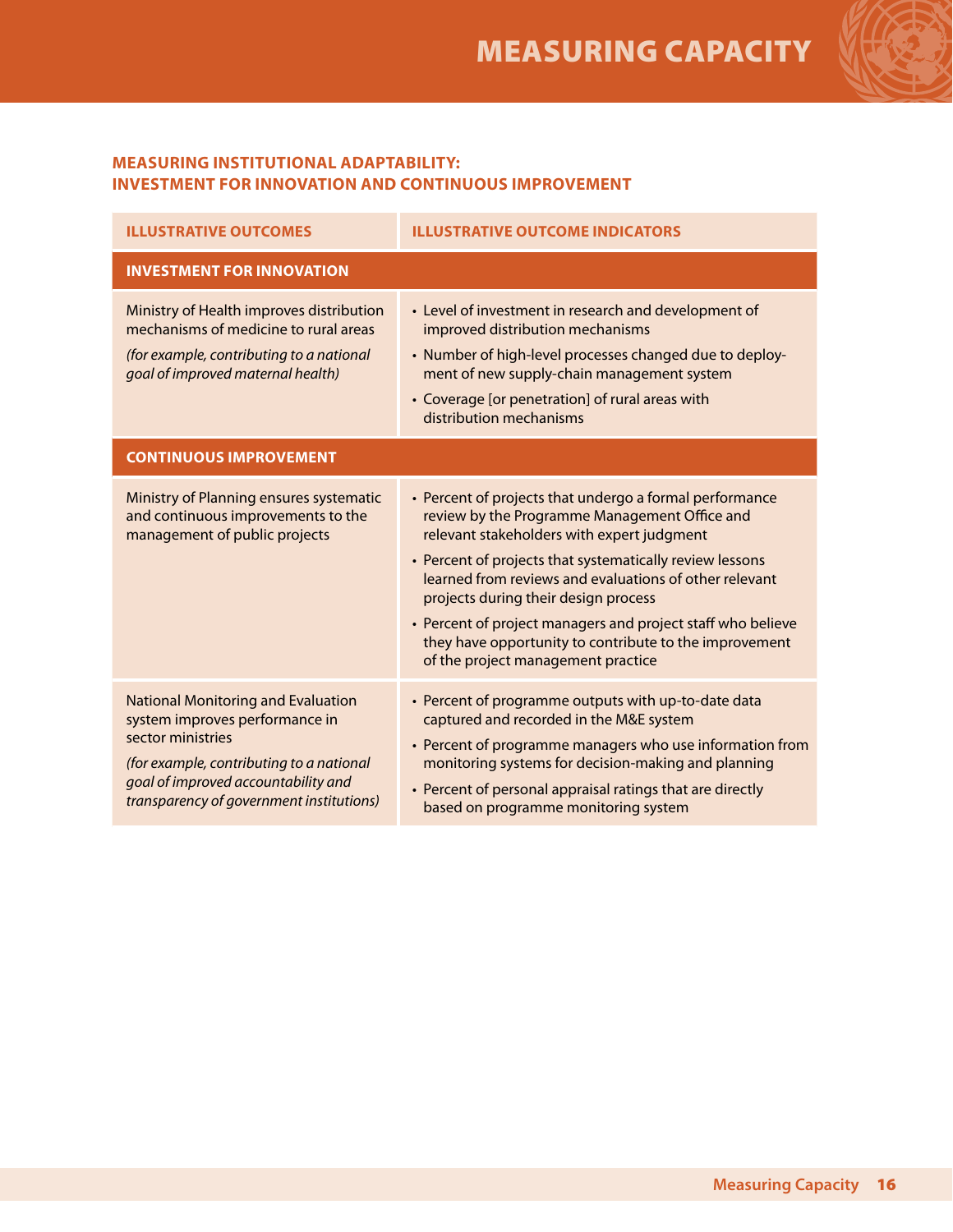## MEASURING INSTITUTIONAL ADAPTABILITY: INVESTMENT FOR INNOVATION AND CONTINUOUS IMPROVEMENT

| ILLUSTRATIVE OUTCOMES | ILLUSTRATIVE OUTCOME INDICATORS |
|---|---|
| **INVESTMENT FOR INNOVATION** | |
| Ministry of Health improves distribution mechanisms of medicine to rural areas<br>*(for example, contributing to a national goal of improved maternal health)* | • Level of investment in research and development of improved distribution mechanisms<br>• Number of high-level processes changed due to deployment of new supply-chain management system<br>• Coverage [or penetration] of rural areas with distribution mechanisms |
| **CONTINUOUS IMPROVEMENT** | |
| Ministry of Planning ensures systematic and continuous improvements to the management of public projects | • Percent of projects that undergo a formal performance review by the Programme Management Office and relevant stakeholders with expert judgment<br>• Percent of projects that systematically review lessons learned from reviews and evaluations of other relevant projects during their design process<br>• Percent of project managers and project staff who believe they have opportunity to contribute to the improvement of the project management practice |
| National Monitoring and Evaluation system improves performance in sector ministries<br>*(for example, contributing to a national goal of improved accountability and transparency of government institutions)* | • Percent of programme outputs with up-to-date data captured and recorded in the M&E system<br>• Percent of programme managers who use information from monitoring systems for decision-making and planning<br>• Percent of personal appraisal ratings that are directly based on programme monitoring system |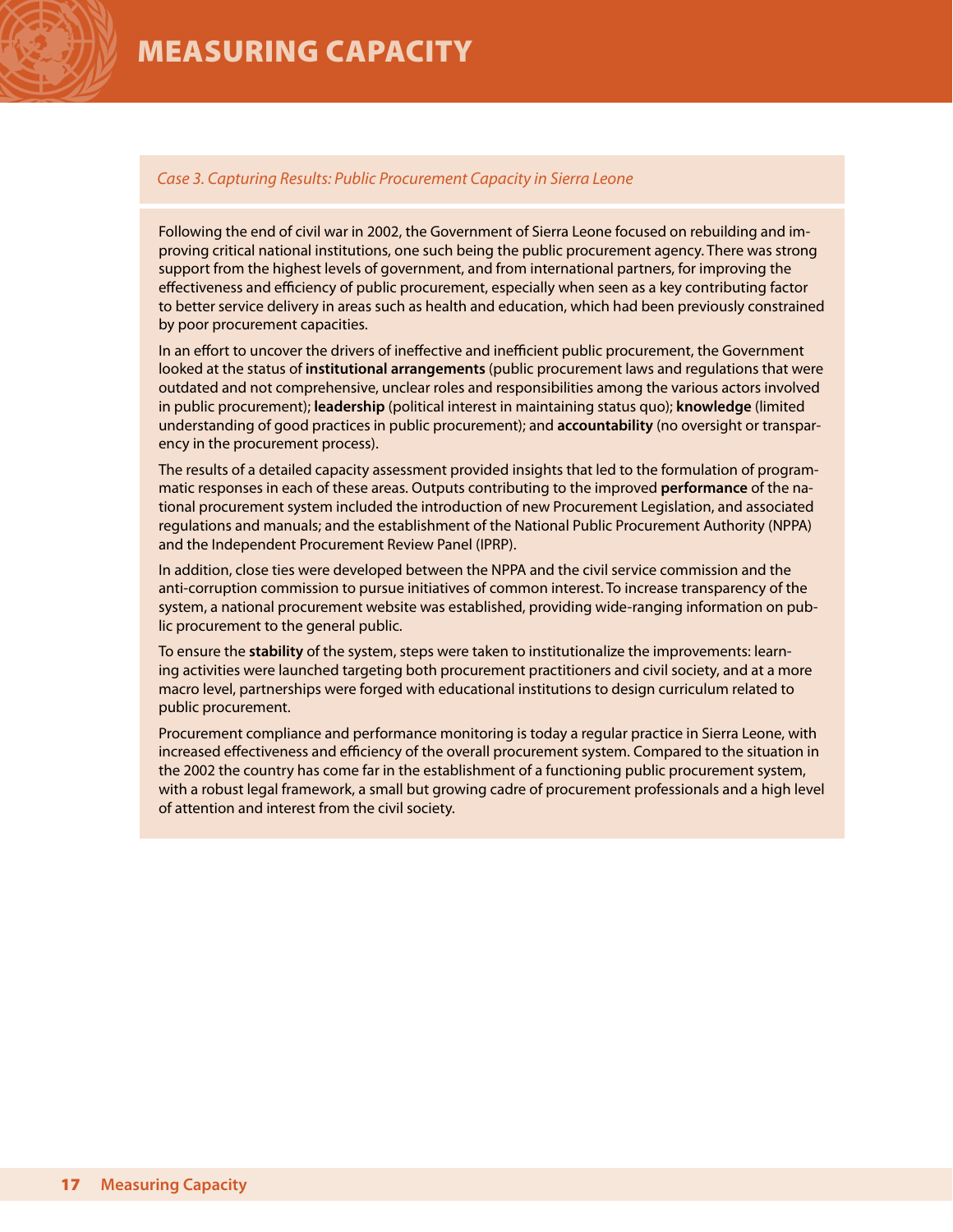*Case 3. Capturing Results: Public Procurement Capacity in Sierra Leone*

Following the end of civil war in 2002, the Government of Sierra Leone focused on rebuilding and improving critical national institutions, one such being the public procurement agency. There was strong support from the highest levels of government, and from international partners, for improving the effectiveness and efficiency of public procurement, especially when seen as a key contributing factor to better service delivery in areas such as health and education, which had been previously constrained by poor procurement capacities.

In an effort to uncover the drivers of ineffective and inefficient public procurement, the Government looked at the status of **institutional arrangements** (public procurement laws and regulations that were outdated and not comprehensive, unclear roles and responsibilities among the various actors involved in public procurement); **leadership** (political interest in maintaining status quo); **knowledge** (limited understanding of good practices in public procurement); and **accountability** (no oversight or transparency in the procurement process).

The results of a detailed capacity assessment provided insights that led to the formulation of programmatic responses in each of these areas. Outputs contributing to the improved **performance** of the national procurement system included the introduction of new Procurement Legislation, and associated regulations and manuals; and the establishment of the National Public Procurement Authority (NPPA) and the Independent Procurement Review Panel (IPRP).

In addition, close ties were developed between the NPPA and the civil service commission and the anti-corruption commission to pursue initiatives of common interest. To increase transparency of the system, a national procurement website was established, providing wide-ranging information on public procurement to the general public.

To ensure the **stability** of the system, steps were taken to institutionalize the improvements: learning activities were launched targeting both procurement practitioners and civil society, and at a more macro level, partnerships were forged with educational institutions to design curriculum related to public procurement.

Procurement compliance and performance monitoring is today a regular practice in Sierra Leone, with increased effectiveness and efficiency of the overall procurement system. Compared to the situation in the 2002 the country has come far in the establishment of a functioning public procurement system, with a robust legal framework, a small but growing cadre of procurement professionals and a high level of attention and interest from the civil society.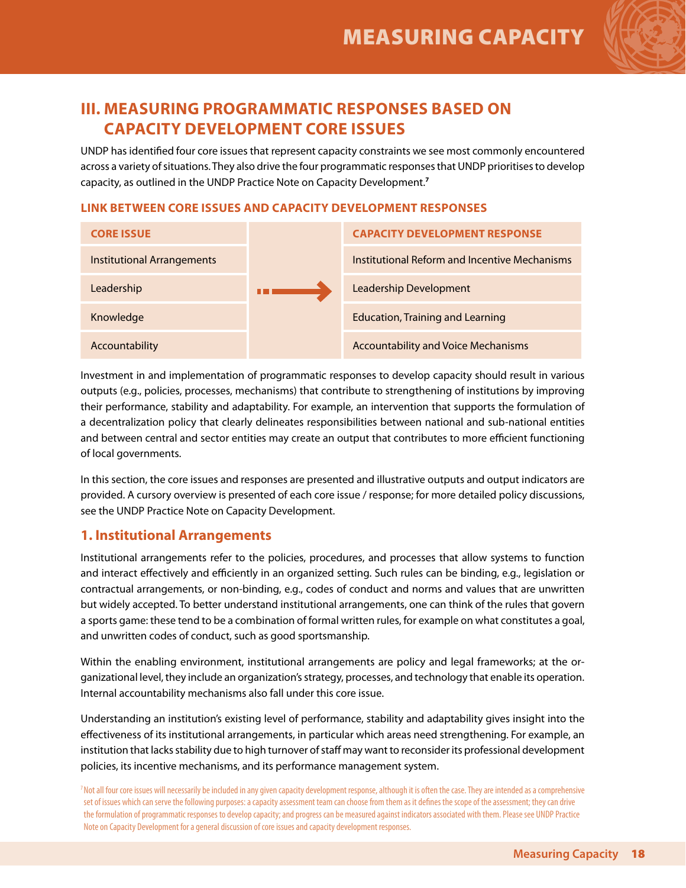## III. MEASURING PROGRAMMATIC RESPONSES BASED ON CAPACITY DEVELOPMENT CORE ISSUES

UNDP has identified four core issues that represent capacity constraints we see most commonly encountered across a variety of situations. They also drive the four programmatic responses that UNDP prioritises to develop capacity, as outlined in the UNDP Practice Note on Capacity Development.[7]

### LINK BETWEEN CORE ISSUES AND CAPACITY DEVELOPMENT RESPONSES

| CORE ISSUE | | CAPACITY DEVELOPMENT RESPONSE |
|---|---|---|
| Institutional Arrangements | → | Institutional Reform and Incentive Mechanisms |
| Leadership | → | Leadership Development |
| Knowledge | → | Education, Training and Learning |
| Accountability | → | Accountability and Voice Mechanisms |

Investment in and implementation of programmatic responses to develop capacity should result in various outputs (e.g., policies, processes, mechanisms) that contribute to strengthening of institutions by improving their performance, stability and adaptability. For example, an intervention that supports the formulation of a decentralization policy that clearly delineates responsibilities between national and sub-national entities and between central and sector entities may create an output that contributes to more efficient functioning of local governments.

In this section, the core issues and responses are presented and illustrative outputs and output indicators are provided. A cursory overview is presented of each core issue / response; for more detailed policy discussions, see the UNDP Practice Note on Capacity Development.

### 1. Institutional Arrangements

Institutional arrangements refer to the policies, procedures, and processes that allow systems to function and interact effectively and efficiently in an organized setting. Such rules can be binding, e.g., legislation or contractual arrangements, or non-binding, e.g., codes of conduct and norms and values that are unwritten but widely accepted. To better understand institutional arrangements, one can think of the rules that govern a sports game: these tend to be a combination of formal written rules, for example on what constitutes a goal, and unwritten codes of conduct, such as good sportsmanship.

Within the enabling environment, institutional arrangements are policy and legal frameworks; at the organizational level, they include an organization's strategy, processes, and technology that enable its operation. Internal accountability mechanisms also fall under this core issue.

Understanding an institution's existing level of performance, stability and adaptability gives insight into the effectiveness of its institutional arrangements, in particular which areas need strengthening. For example, an institution that lacks stability due to high turnover of staff may want to reconsider its professional development policies, its incentive mechanisms, and its performance management system.

[7] Not all four core issues will necessarily be included in any given capacity development response, although it is often the case. They are intended as a comprehensive set of issues which can serve the following purposes: a capacity assessment team can choose from them as it defines the scope of the assessment; they can drive the formulation of programmatic responses to develop capacity; and progress can be measured against indicators associated with them. Please see UNDP Practice Note on Capacity Development for a general discussion of core issues and capacity development responses.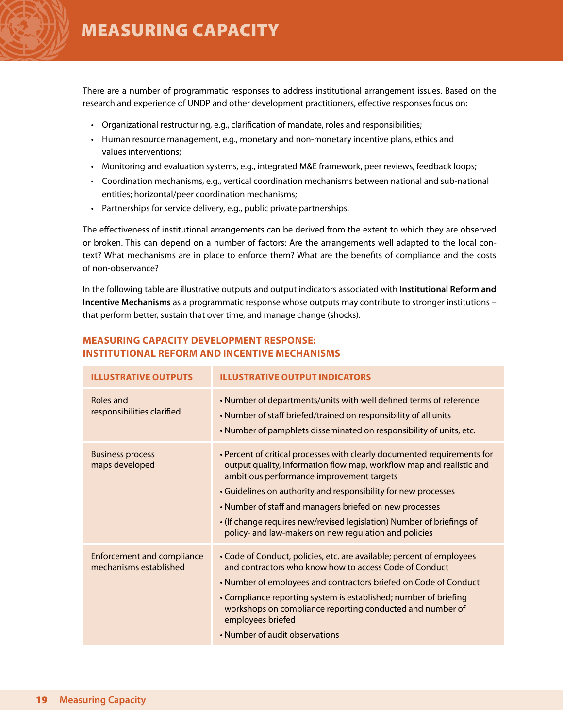# MEASURING CAPACITY

There are a number of programmatic responses to address institutional arrangement issues. Based on the research and experience of UNDP and other development practitioners, effective responses focus on:

- Organizational restructuring, e.g., clarification of mandate, roles and responsibilities;
- Human resource management, e.g., monetary and non-monetary incentive plans, ethics and values interventions;
- Monitoring and evaluation systems, e.g., integrated M&E framework, peer reviews, feedback loops;
- Coordination mechanisms, e.g., vertical coordination mechanisms between national and sub-national entities; horizontal/peer coordination mechanisms;
- Partnerships for service delivery, e.g., public private partnerships.

The effectiveness of institutional arrangements can be derived from the extent to which they are observed or broken. This can depend on a number of factors: Are the arrangements well adapted to the local context? What mechanisms are in place to enforce them? What are the benefits of compliance and the costs of non-observance?

In the following table are illustrative outputs and output indicators associated with **Institutional Reform and Incentive Mechanisms** as a programmatic response whose outputs may contribute to stronger institutions – that perform better, sustain that over time, and manage change (shocks).

## MEASURING CAPACITY DEVELOPMENT RESPONSE: INSTITUTIONAL REFORM AND INCENTIVE MECHANISMS

| ILLUSTRATIVE OUTPUTS | ILLUSTRATIVE OUTPUT INDICATORS |
|---|---|
| Roles and responsibilities clarified | • Number of departments/units with well defined terms of reference<br>• Number of staff briefed/trained on responsibility of all units<br>• Number of pamphlets disseminated on responsibility of units, etc. |
| Business process maps developed | • Percent of critical processes with clearly documented requirements for output quality, information flow map, workflow map and realistic and ambitious performance improvement targets<br>• Guidelines on authority and responsibility for new processes<br>• Number of staff and managers briefed on new processes<br>• (If change requires new/revised legislation) Number of briefings of policy- and law-makers on new regulation and policies |
| Enforcement and compliance mechanisms established | • Code of Conduct, policies, etc. are available; percent of employees and contractors who know how to access Code of Conduct<br>• Number of employees and contractors briefed on Code of Conduct<br>• Compliance reporting system is established; number of briefing workshops on compliance reporting conducted and number of employees briefed<br>• Number of audit observations |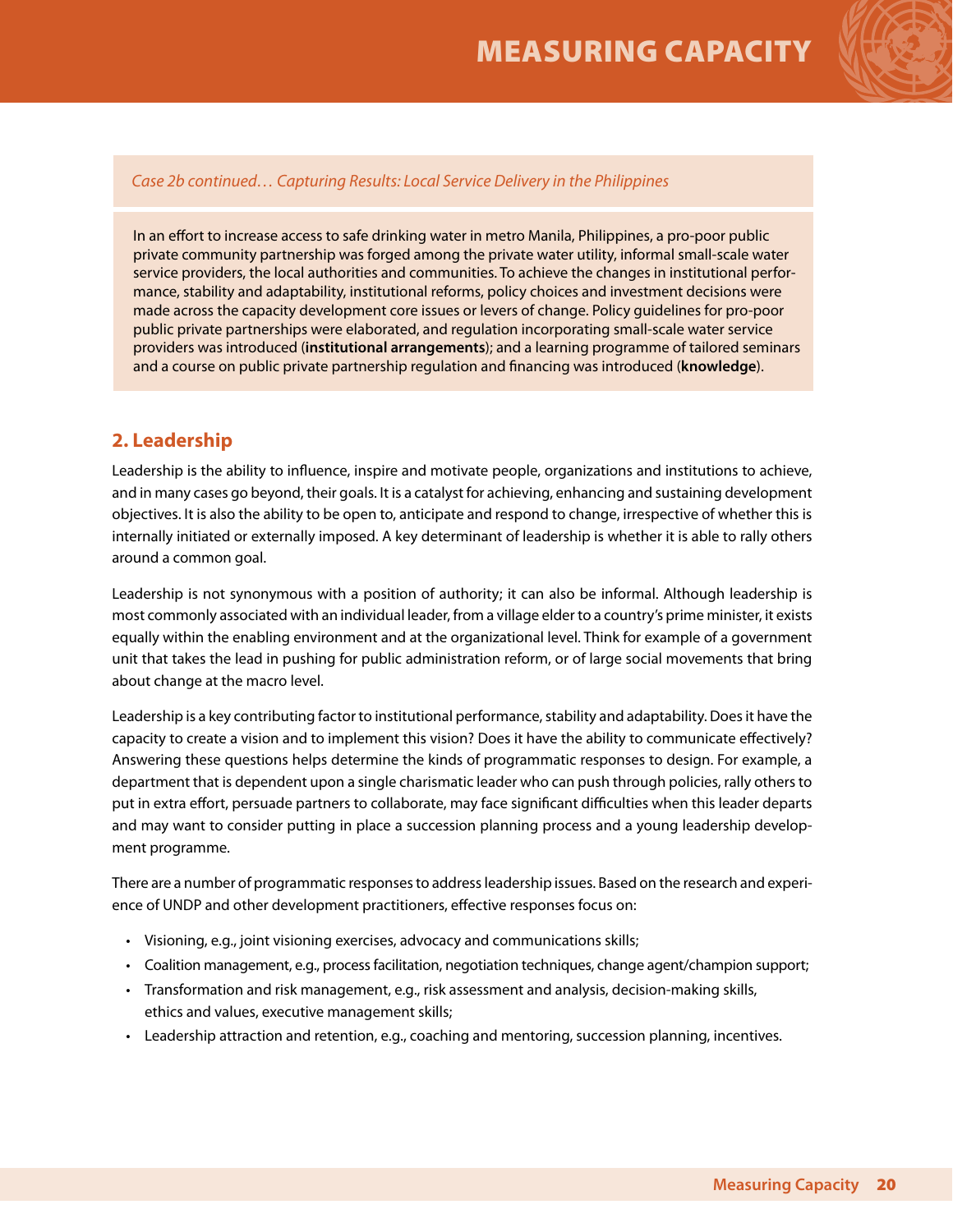*Case 2b continued… Capturing Results: Local Service Delivery in the Philippines*

In an effort to increase access to safe drinking water in metro Manila, Philippines, a pro-poor public private community partnership was forged among the private water utility, informal small-scale water service providers, the local authorities and communities. To achieve the changes in institutional performance, stability and adaptability, institutional reforms, policy choices and investment decisions were made across the capacity development core issues or levers of change. Policy guidelines for pro-poor public private partnerships were elaborated, and regulation incorporating small-scale water service providers was introduced (**institutional arrangements**); and a learning programme of tailored seminars and a course on public private partnership regulation and financing was introduced (**knowledge**).

## 2. Leadership

Leadership is the ability to influence, inspire and motivate people, organizations and institutions to achieve, and in many cases go beyond, their goals. It is a catalyst for achieving, enhancing and sustaining development objectives. It is also the ability to be open to, anticipate and respond to change, irrespective of whether this is internally initiated or externally imposed. A key determinant of leadership is whether it is able to rally others around a common goal.

Leadership is not synonymous with a position of authority; it can also be informal. Although leadership is most commonly associated with an individual leader, from a village elder to a country's prime minister, it exists equally within the enabling environment and at the organizational level. Think for example of a government unit that takes the lead in pushing for public administration reform, or of large social movements that bring about change at the macro level.

Leadership is a key contributing factor to institutional performance, stability and adaptability. Does it have the capacity to create a vision and to implement this vision? Does it have the ability to communicate effectively? Answering these questions helps determine the kinds of programmatic responses to design. For example, a department that is dependent upon a single charismatic leader who can push through policies, rally others to put in extra effort, persuade partners to collaborate, may face significant difficulties when this leader departs and may want to consider putting in place a succession planning process and a young leadership development programme.

There are a number of programmatic responses to address leadership issues. Based on the research and experience of UNDP and other development practitioners, effective responses focus on:

- Visioning, e.g., joint visioning exercises, advocacy and communications skills;
- Coalition management, e.g., process facilitation, negotiation techniques, change agent/champion support;
- Transformation and risk management, e.g., risk assessment and analysis, decision-making skills, ethics and values, executive management skills;
- Leadership attraction and retention, e.g., coaching and mentoring, succession planning, incentives.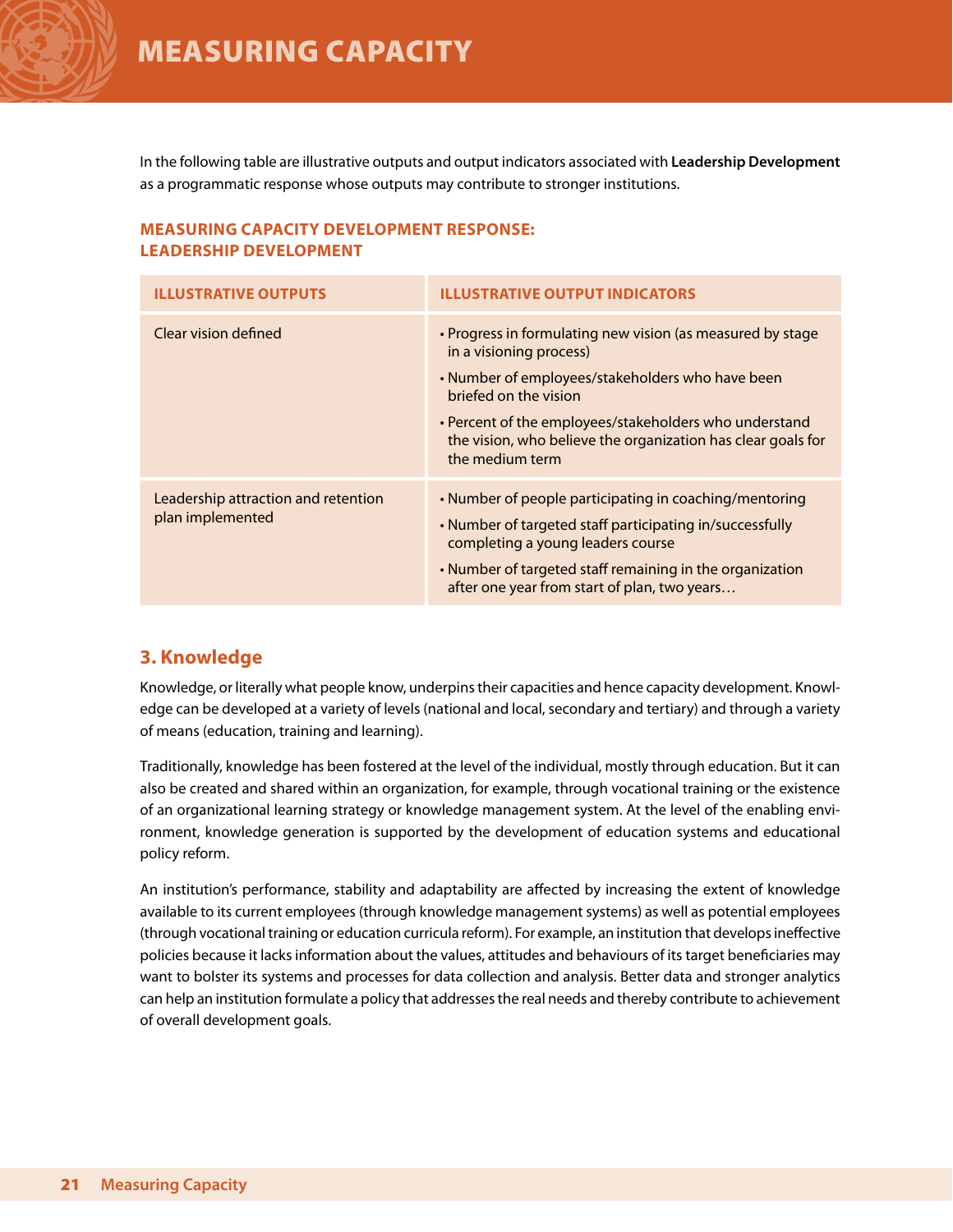In the following table are illustrative outputs and output indicators associated with **Leadership Development** as a programmatic response whose outputs may contribute to stronger institutions.

### MEASURING CAPACITY DEVELOPMENT RESPONSE: LEADERSHIP DEVELOPMENT

| ILLUSTRATIVE OUTPUTS | ILLUSTRATIVE OUTPUT INDICATORS |
|---|---|
| Clear vision defined | • Progress in formulating new vision (as measured by stage in a visioning process)<br>• Number of employees/stakeholders who have been briefed on the vision<br>• Percent of the employees/stakeholders who understand the vision, who believe the organization has clear goals for the medium term |
| Leadership attraction and retention plan implemented | • Number of people participating in coaching/mentoring<br>• Number of targeted staff participating in/successfully completing a young leaders course<br>• Number of targeted staff remaining in the organization after one year from start of plan, two years… |

## 3. Knowledge

Knowledge, or literally what people know, underpins their capacities and hence capacity development. Knowledge can be developed at a variety of levels (national and local, secondary and tertiary) and through a variety of means (education, training and learning).

Traditionally, knowledge has been fostered at the level of the individual, mostly through education. But it can also be created and shared within an organization, for example, through vocational training or the existence of an organizational learning strategy or knowledge management system. At the level of the enabling environment, knowledge generation is supported by the development of education systems and educational policy reform.

An institution's performance, stability and adaptability are affected by increasing the extent of knowledge available to its current employees (through knowledge management systems) as well as potential employees (through vocational training or education curricula reform). For example, an institution that develops ineffective policies because it lacks information about the values, attitudes and behaviours of its target beneficiaries may want to bolster its systems and processes for data collection and analysis. Better data and stronger analytics can help an institution formulate a policy that addresses the real needs and thereby contribute to achievement of overall development goals.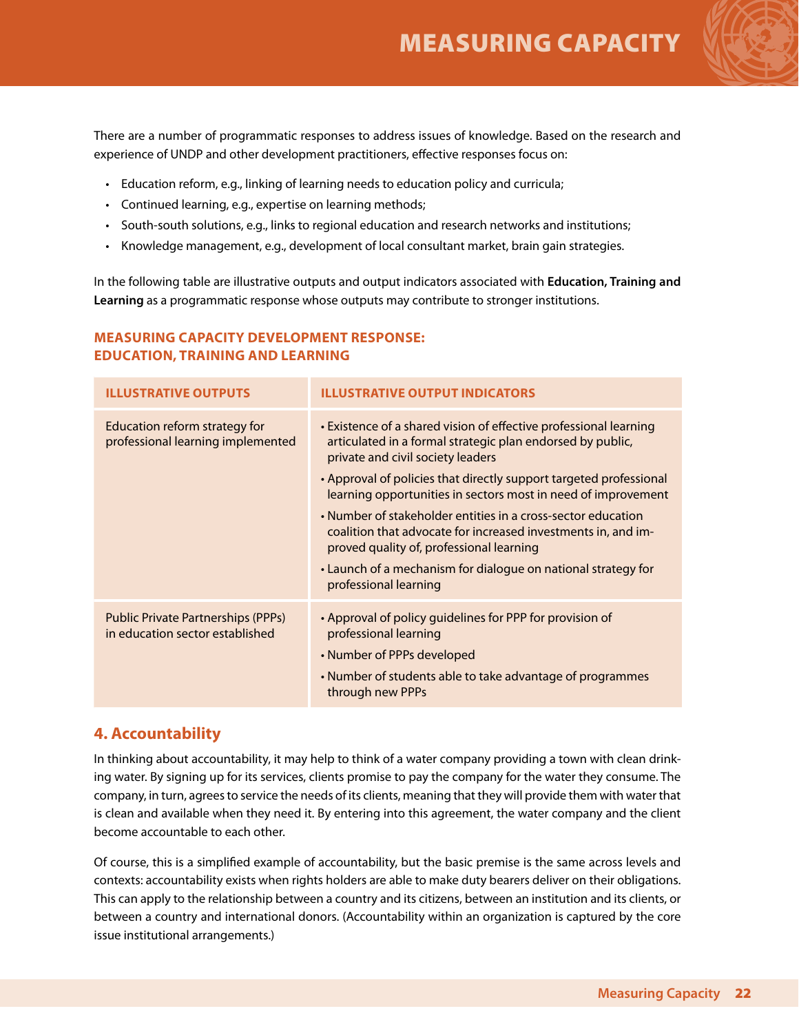There are a number of programmatic responses to address issues of knowledge. Based on the research and experience of UNDP and other development practitioners, effective responses focus on:

- Education reform, e.g., linking of learning needs to education policy and curricula;
- Continued learning, e.g., expertise on learning methods;
- South-south solutions, e.g., links to regional education and research networks and institutions;
- Knowledge management, e.g., development of local consultant market, brain gain strategies.

In the following table are illustrative outputs and output indicators associated with **Education, Training and Learning** as a programmatic response whose outputs may contribute to stronger institutions.

### MEASURING CAPACITY DEVELOPMENT RESPONSE: EDUCATION, TRAINING AND LEARNING

| ILLUSTRATIVE OUTPUTS | ILLUSTRATIVE OUTPUT INDICATORS |
|---|---|
| Education reform strategy for professional learning implemented | • Existence of a shared vision of effective professional learning articulated in a formal strategic plan endorsed by public, private and civil society leaders<br>• Approval of policies that directly support targeted professional learning opportunities in sectors most in need of improvement<br>• Number of stakeholder entities in a cross-sector education coalition that advocate for increased investments in, and improved quality of, professional learning<br>• Launch of a mechanism for dialogue on national strategy for professional learning |
| Public Private Partnerships (PPPs) in education sector established | • Approval of policy guidelines for PPP for provision of professional learning<br>• Number of PPPs developed<br>• Number of students able to take advantage of programmes through new PPPs |

## 4. Accountability

In thinking about accountability, it may help to think of a water company providing a town with clean drinking water. By signing up for its services, clients promise to pay the company for the water they consume. The company, in turn, agrees to service the needs of its clients, meaning that they will provide them with water that is clean and available when they need it. By entering into this agreement, the water company and the client become accountable to each other.

Of course, this is a simplified example of accountability, but the basic premise is the same across levels and contexts: accountability exists when rights holders are able to make duty bearers deliver on their obligations. This can apply to the relationship between a country and its citizens, between an institution and its clients, or between a country and international donors. (Accountability within an organization is captured by the core issue institutional arrangements.)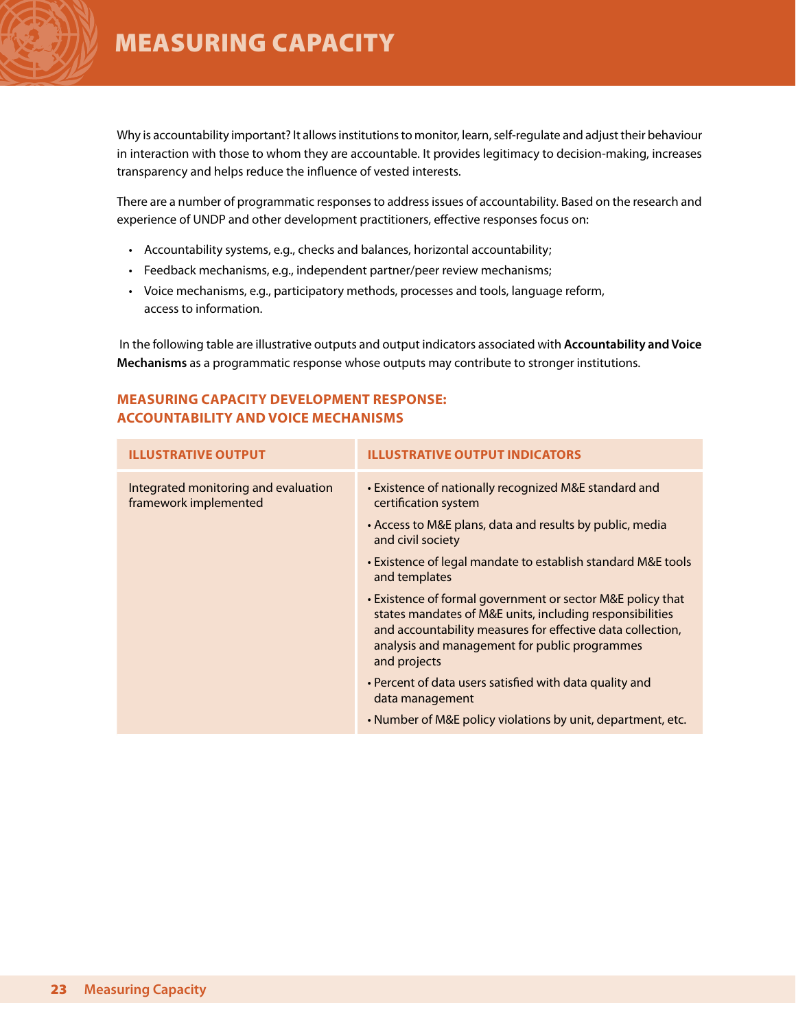# MEASURING CAPACITY

Why is accountability important? It allows institutions to monitor, learn, self-regulate and adjust their behaviour in interaction with those to whom they are accountable. It provides legitimacy to decision-making, increases transparency and helps reduce the influence of vested interests.

There are a number of programmatic responses to address issues of accountability. Based on the research and experience of UNDP and other development practitioners, effective responses focus on:

- Accountability systems, e.g., checks and balances, horizontal accountability;
- Feedback mechanisms, e.g., independent partner/peer review mechanisms;
- Voice mechanisms, e.g., participatory methods, processes and tools, language reform, access to information.

In the following table are illustrative outputs and output indicators associated with **Accountability and Voice Mechanisms** as a programmatic response whose outputs may contribute to stronger institutions.

## MEASURING CAPACITY DEVELOPMENT RESPONSE: ACCOUNTABILITY AND VOICE MECHANISMS

| ILLUSTRATIVE OUTPUT | ILLUSTRATIVE OUTPUT INDICATORS |
|---|---|
| Integrated monitoring and evaluation framework implemented | • Existence of nationally recognized M&E standard and certification system<br>• Access to M&E plans, data and results by public, media and civil society<br>• Existence of legal mandate to establish standard M&E tools and templates<br>• Existence of formal government or sector M&E policy that states mandates of M&E units, including responsibilities and accountability measures for effective data collection, analysis and management for public programmes and projects<br>• Percent of data users satisfied with data quality and data management<br>• Number of M&E policy violations by unit, department, etc. |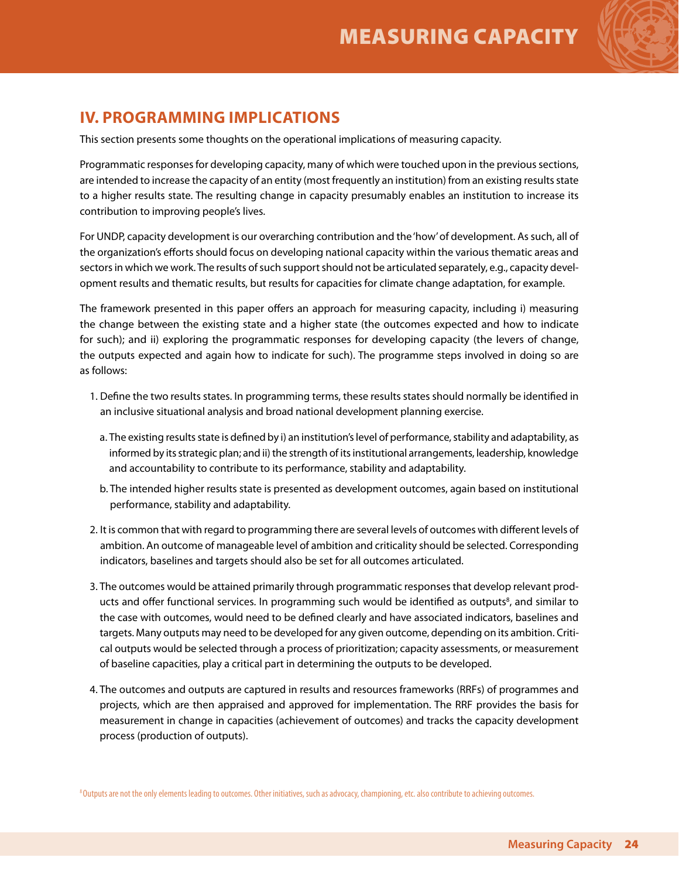## IV. PROGRAMMING IMPLICATIONS

This section presents some thoughts on the operational implications of measuring capacity.

Programmatic responses for developing capacity, many of which were touched upon in the previous sections, are intended to increase the capacity of an entity (most frequently an institution) from an existing results state to a higher results state. The resulting change in capacity presumably enables an institution to increase its contribution to improving people's lives.

For UNDP, capacity development is our overarching contribution and the 'how' of development. As such, all of the organization's efforts should focus on developing national capacity within the various thematic areas and sectors in which we work. The results of such support should not be articulated separately, e.g., capacity development results and thematic results, but results for capacities for climate change adaptation, for example.

The framework presented in this paper offers an approach for measuring capacity, including i) measuring the change between the existing state and a higher state (the outcomes expected and how to indicate for such); and ii) exploring the programmatic responses for developing capacity (the levers of change, the outputs expected and again how to indicate for such). The programme steps involved in doing so are as follows:

1. Define the two results states. In programming terms, these results states should normally be identified in an inclusive situational analysis and broad national development planning exercise.

   a. The existing results state is defined by i) an institution's level of performance, stability and adaptability, as informed by its strategic plan; and ii) the strength of its institutional arrangements, leadership, knowledge and accountability to contribute to its performance, stability and adaptability.

   b. The intended higher results state is presented as development outcomes, again based on institutional performance, stability and adaptability.

2. It is common that with regard to programming there are several levels of outcomes with different levels of ambition. An outcome of manageable level of ambition and criticality should be selected. Corresponding indicators, baselines and targets should also be set for all outcomes articulated.

3. The outcomes would be attained primarily through programmatic responses that develop relevant products and offer functional services. In programming such would be identified as outputs[8], and similar to the case with outcomes, would need to be defined clearly and have associated indicators, baselines and targets. Many outputs may need to be developed for any given outcome, depending on its ambition. Critical outputs would be selected through a process of prioritization; capacity assessments, or measurement of baseline capacities, play a critical part in determining the outputs to be developed.

4. The outcomes and outputs are captured in results and resources frameworks (RRFs) of programmes and projects, which are then appraised and approved for implementation. The RRF provides the basis for measurement in change in capacities (achievement of outcomes) and tracks the capacity development process (production of outputs).

[8] Outputs are not the only elements leading to outcomes. Other initiatives, such as advocacy, championing, etc. also contribute to achieving outcomes.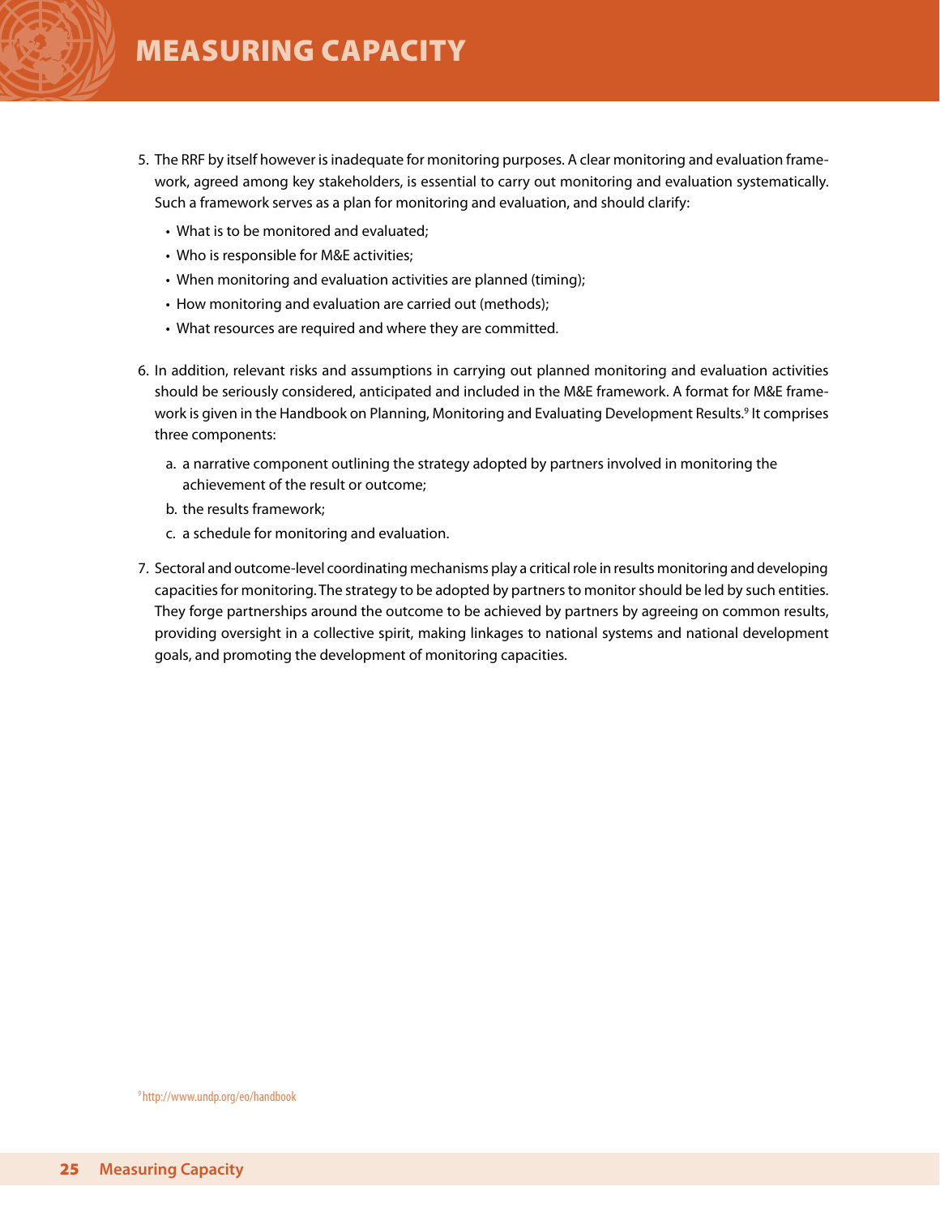5. The RRF by itself however is inadequate for monitoring purposes. A clear monitoring and evaluation framework, agreed among key stakeholders, is essential to carry out monitoring and evaluation systematically. Such a framework serves as a plan for monitoring and evaluation, and should clarify:

   - What is to be monitored and evaluated;
   - Who is responsible for M&E activities;
   - When monitoring and evaluation activities are planned (timing);
   - How monitoring and evaluation are carried out (methods);
   - What resources are required and where they are committed.

6. In addition, relevant risks and assumptions in carrying out planned monitoring and evaluation activities should be seriously considered, anticipated and included in the M&E framework. A format for M&E framework is given in the Handbook on Planning, Monitoring and Evaluating Development Results.[9] It comprises three components:

   a. a narrative component outlining the strategy adopted by partners involved in monitoring the achievement of the result or outcome;
   b. the results framework;
   c. a schedule for monitoring and evaluation.

7. Sectoral and outcome-level coordinating mechanisms play a critical role in results monitoring and developing capacities for monitoring. The strategy to be adopted by partners to monitor should be led by such entities. They forge partnerships around the outcome to be achieved by partners by agreeing on common results, providing oversight in a collective spirit, making linkages to national systems and national development goals, and promoting the development of monitoring capacities.

[9] http://www.undp.org/eo/handbook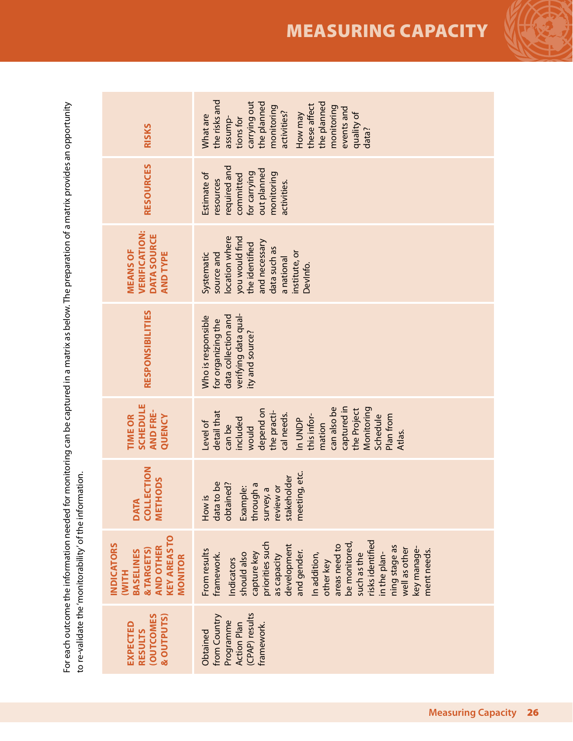For each outcome the information needed for monitoring can be captured in a matrix as below. The preparation of a matrix provides an opportunity to re-validate the 'monitorability' of the information.

| EXPECTED RESULTS (OUTCOMES & OUTPUTS) | INDICATORS (WITH BASELINES & TARGETS) AND OTHER KEY AREAS TO MONITOR | DATA COLLECTION METHODS | TIME OR SCHEDULE AND FREQUENCY | RESPONSIBILITIES | MEANS OF VERIFICATION: DATA SOURCE AND TYPE | RESOURCES | RISKS |
|---|---|---|---|---|---|---|---|
| Obtained from Country Programme Action Plan (CPAP) results framework. | From results framework. Indicators should also capture key priorities such as capacity development and gender. In addition, other key areas need to be monitored, such as the risks identified in the planning stage as well as other key management needs. | How is data to be obtained? Example: through a survey, a review or stakeholder meeting, etc. | Level of detail that can be included would depend on the practical needs. In UNDP this information can also be captured in the Project Monitoring Schedule Plan from Atlas. | Who is responsible for organizing the data collection and verifying data quality and source? | Systematic source and location where you would find the identified and necessary data such as a national institute, or DevInfo. | Estimate of resources required and committed for carrying out planned monitoring activities. | What are the risks and assumptions for carrying out the planned monitoring activities? How may these affect the planned monitoring events and quality of data? |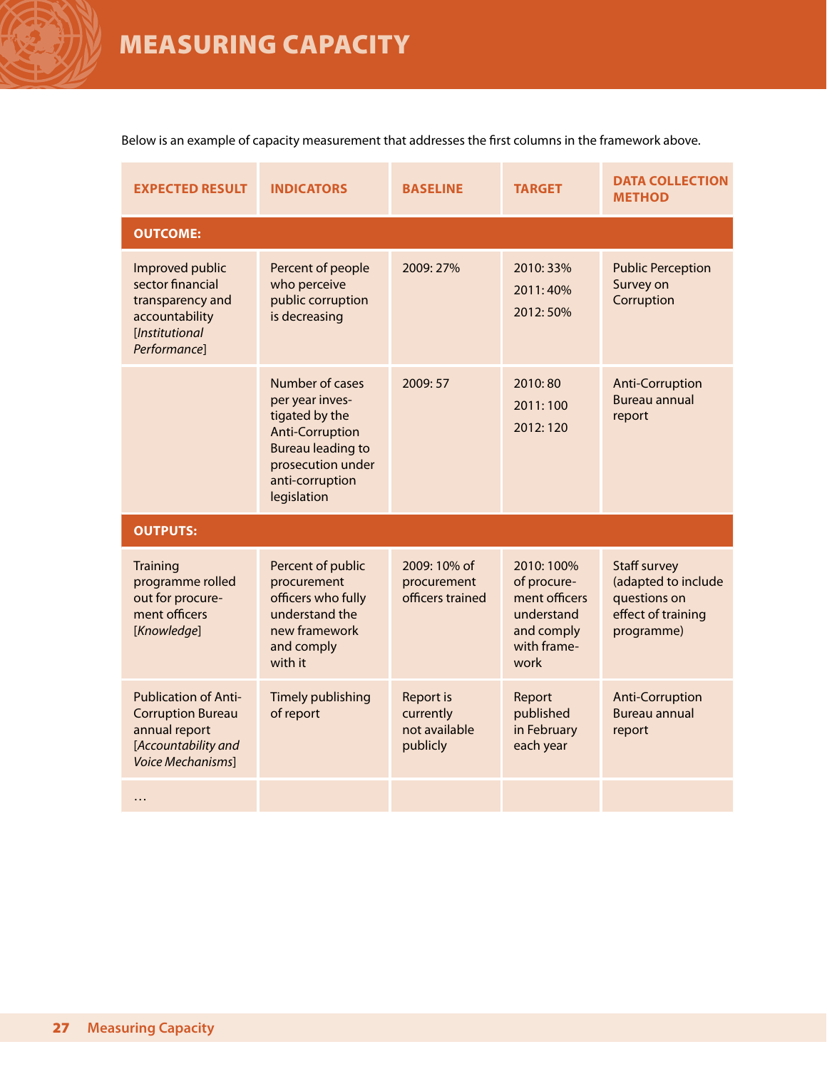# MEASURING CAPACITY

Below is an example of capacity measurement that addresses the first columns in the framework above.

| EXPECTED RESULT | INDICATORS | BASELINE | TARGET | DATA COLLECTION METHOD |
|---|---|---|---|---|
| **OUTCOME:** | | | | |
| Improved public sector financial transparency and accountability [*Institutional Performance*] | Percent of people who perceive public corruption is decreasing | 2009: 27% | 2010: 33%<br>2011: 40%<br>2012: 50% | Public Perception Survey on Corruption |
| | Number of cases per year investigated by the Anti-Corruption Bureau leading to prosecution under anti-corruption legislation | 2009: 57 | 2010: 80<br>2011: 100<br>2012: 120 | Anti-Corruption Bureau annual report |
| **OUTPUTS:** | | | | |
| Training programme rolled out for procurement officers [*Knowledge*] | Percent of public procurement officers who fully understand the new framework and comply with it | 2009: 10% of procurement officers trained | 2010: 100% of procurement officers understand and comply with framework | Staff survey (adapted to include questions on effect of training programme) |
| Publication of Anti-Corruption Bureau annual report [*Accountability and Voice Mechanisms*] | Timely publishing of report | Report is currently not available publicly | Report published in February each year | Anti-Corruption Bureau annual report |
| … | | | | |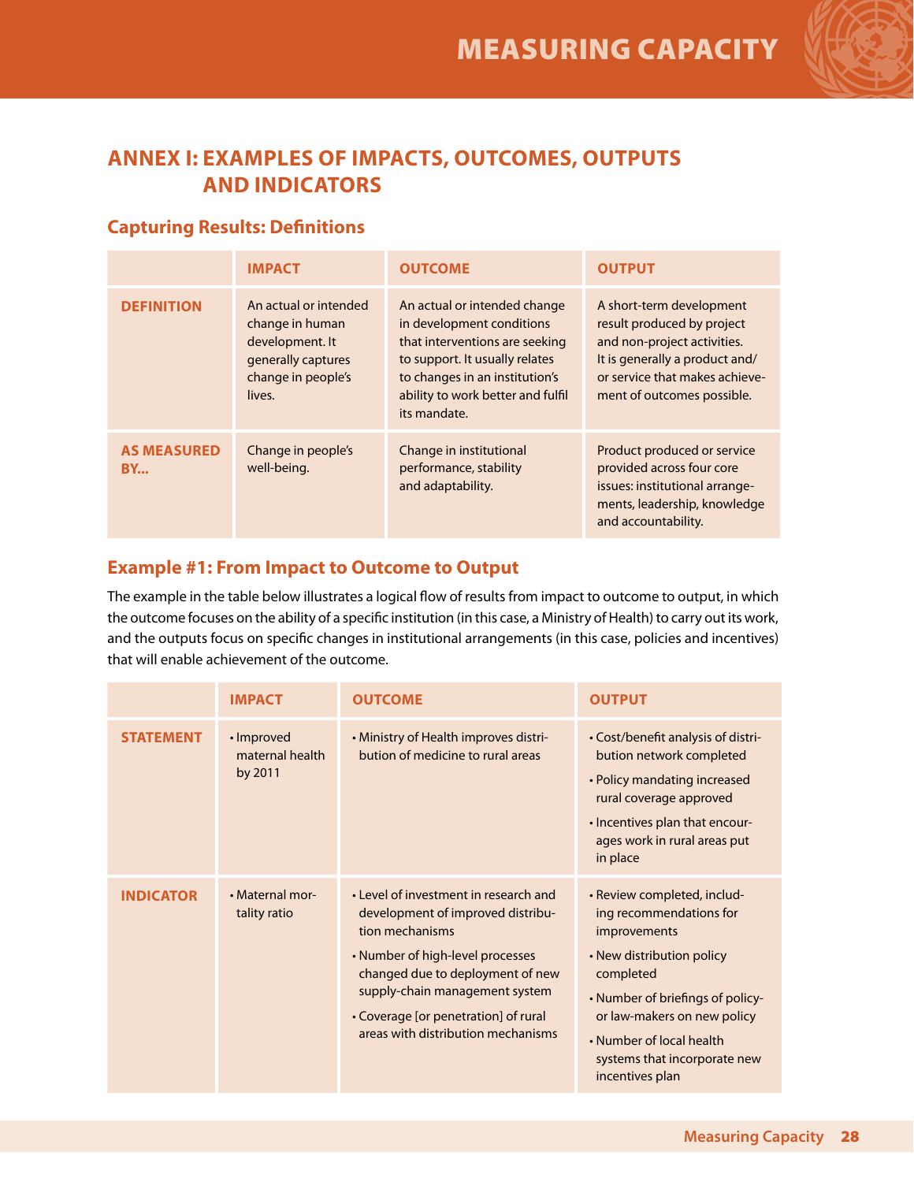## ANNEX I: EXAMPLES OF IMPACTS, OUTCOMES, OUTPUTS AND INDICATORS

### Capturing Results: Definitions

| | IMPACT | OUTCOME | OUTPUT |
|---|---|---|---|
| DEFINITION | An actual or intended change in human development. It generally captures change in people's lives. | An actual or intended change in development conditions that interventions are seeking to support. It usually relates to changes in an institution's ability to work better and fulfil its mandate. | A short-term development result produced by project and non-project activities. It is generally a product and/or service that makes achievement of outcomes possible. |
| AS MEASURED BY... | Change in people's well-being. | Change in institutional performance, stability and adaptability. | Product produced or service provided across four core issues: institutional arrangements, leadership, knowledge and accountability. |

### Example #1: From Impact to Outcome to Output

The example in the table below illustrates a logical flow of results from impact to outcome to output, in which the outcome focuses on the ability of a specific institution (in this case, a Ministry of Health) to carry out its work, and the outputs focus on specific changes in institutional arrangements (in this case, policies and incentives) that will enable achievement of the outcome.

| | IMPACT | OUTCOME | OUTPUT |
|---|---|---|---|
| STATEMENT | • Improved maternal health by 2011 | • Ministry of Health improves distribution of medicine to rural areas | • Cost/benefit analysis of distribution network completed<br>• Policy mandating increased rural coverage approved<br>• Incentives plan that encourages work in rural areas put in place |
| INDICATOR | • Maternal mortality ratio | • Level of investment in research and development of improved distribution mechanisms<br>• Number of high-level processes changed due to deployment of new supply-chain management system<br>• Coverage [or penetration] of rural areas with distribution mechanisms | • Review completed, including recommendations for improvements<br>• New distribution policy completed<br>• Number of briefings of policy- or law-makers on new policy<br>• Number of local health systems that incorporate new incentives plan |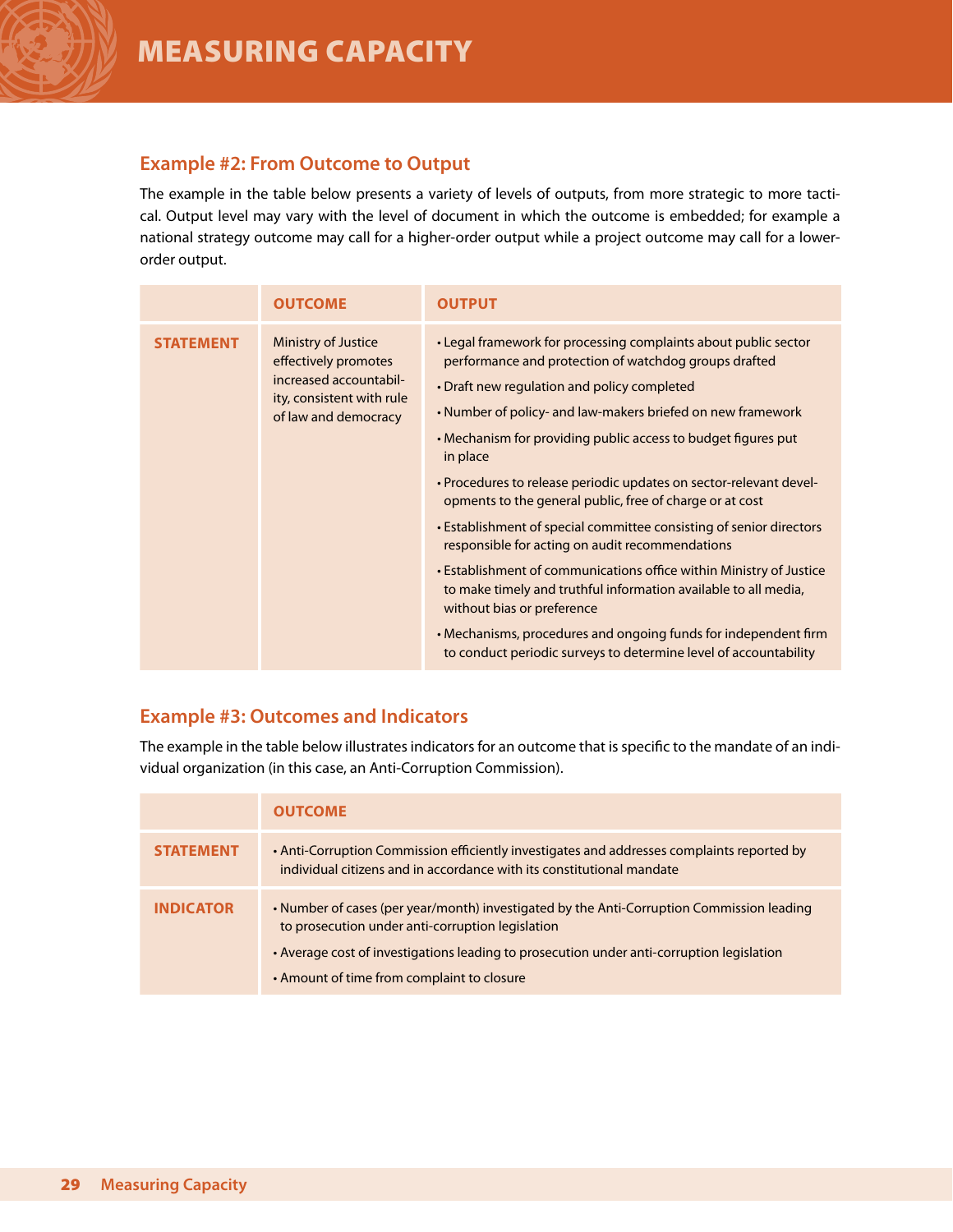## Example #2: From Outcome to Output

The example in the table below presents a variety of levels of outputs, from more strategic to more tactical. Output level may vary with the level of document in which the outcome is embedded; for example a national strategy outcome may call for a higher-order output while a project outcome may call for a lower-order output.

| | OUTCOME | OUTPUT |
|---|---|---|
| **STATEMENT** | Ministry of Justice effectively promotes increased accountability, consistent with rule of law and democracy | • Legal framework for processing complaints about public sector performance and protection of watchdog groups drafted<br>• Draft new regulation and policy completed<br>• Number of policy- and law-makers briefed on new framework<br>• Mechanism for providing public access to budget figures put in place<br>• Procedures to release periodic updates on sector-relevant developments to the general public, free of charge or at cost<br>• Establishment of special committee consisting of senior directors responsible for acting on audit recommendations<br>• Establishment of communications office within Ministry of Justice to make timely and truthful information available to all media, without bias or preference<br>• Mechanisms, procedures and ongoing funds for independent firm to conduct periodic surveys to determine level of accountability |

## Example #3: Outcomes and Indicators

The example in the table below illustrates indicators for an outcome that is specific to the mandate of an individual organization (in this case, an Anti-Corruption Commission).

| | OUTCOME |
|---|---|
| **STATEMENT** | • Anti-Corruption Commission efficiently investigates and addresses complaints reported by individual citizens and in accordance with its constitutional mandate |
| **INDICATOR** | • Number of cases (per year/month) investigated by the Anti-Corruption Commission leading to prosecution under anti-corruption legislation<br>• Average cost of investigations leading to prosecution under anti-corruption legislation<br>• Amount of time from complaint to closure |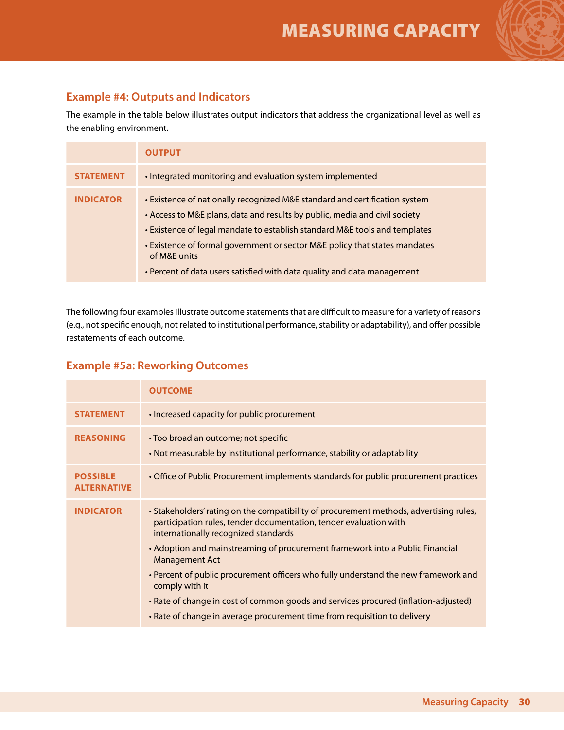### Example #4: Outputs and Indicators

The example in the table below illustrates output indicators that address the organizational level as well as the enabling environment.

| | OUTPUT |
|---|---|
| **STATEMENT** | • Integrated monitoring and evaluation system implemented |
| **INDICATOR** | • Existence of nationally recognized M&E standard and certification system<br>• Access to M&E plans, data and results by public, media and civil society<br>• Existence of legal mandate to establish standard M&E tools and templates<br>• Existence of formal government or sector M&E policy that states mandates of M&E units<br>• Percent of data users satisfied with data quality and data management |

The following four examples illustrate outcome statements that are difficult to measure for a variety of reasons (e.g., not specific enough, not related to institutional performance, stability or adaptability), and offer possible restatements of each outcome.

### Example #5a: Reworking Outcomes

| | OUTCOME |
|---|---|
| **STATEMENT** | • Increased capacity for public procurement |
| **REASONING** | • Too broad an outcome; not specific<br>• Not measurable by institutional performance, stability or adaptability |
| **POSSIBLE ALTERNATIVE** | • Office of Public Procurement implements standards for public procurement practices |
| **INDICATOR** | • Stakeholders' rating on the compatibility of procurement methods, advertising rules, participation rules, tender documentation, tender evaluation with internationally recognized standards<br>• Adoption and mainstreaming of procurement framework into a Public Financial Management Act<br>• Percent of public procurement officers who fully understand the new framework and comply with it<br>• Rate of change in cost of common goods and services procured (inflation-adjusted)<br>• Rate of change in average procurement time from requisition to delivery |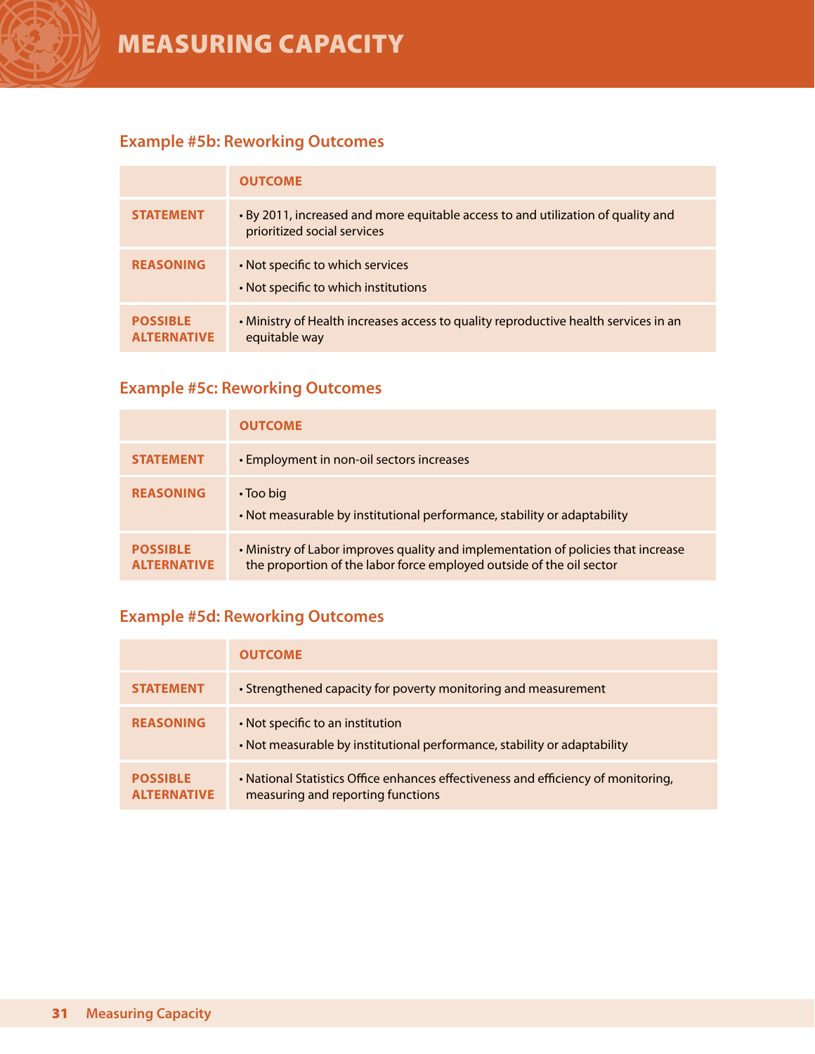### Example #5b: Reworking Outcomes

| | OUTCOME |
|---|---|
| **STATEMENT** | • By 2011, increased and more equitable access to and utilization of quality and prioritized social services |
| **REASONING** | • Not specific to which services<br>• Not specific to which institutions |
| **POSSIBLE ALTERNATIVE** | • Ministry of Health increases access to quality reproductive health services in an equitable way |

### Example #5c: Reworking Outcomes

| | OUTCOME |
|---|---|
| **STATEMENT** | • Employment in non-oil sectors increases |
| **REASONING** | • Too big<br>• Not measurable by institutional performance, stability or adaptability |
| **POSSIBLE ALTERNATIVE** | • Ministry of Labor improves quality and implementation of policies that increase the proportion of the labor force employed outside of the oil sector |

### Example #5d: Reworking Outcomes

| | OUTCOME |
|---|---|
| **STATEMENT** | • Strengthened capacity for poverty monitoring and measurement |
| **REASONING** | • Not specific to an institution<br>• Not measurable by institutional performance, stability or adaptability |
| **POSSIBLE ALTERNATIVE** | • National Statistics Office enhances effectiveness and efficiency of monitoring, measuring and reporting functions |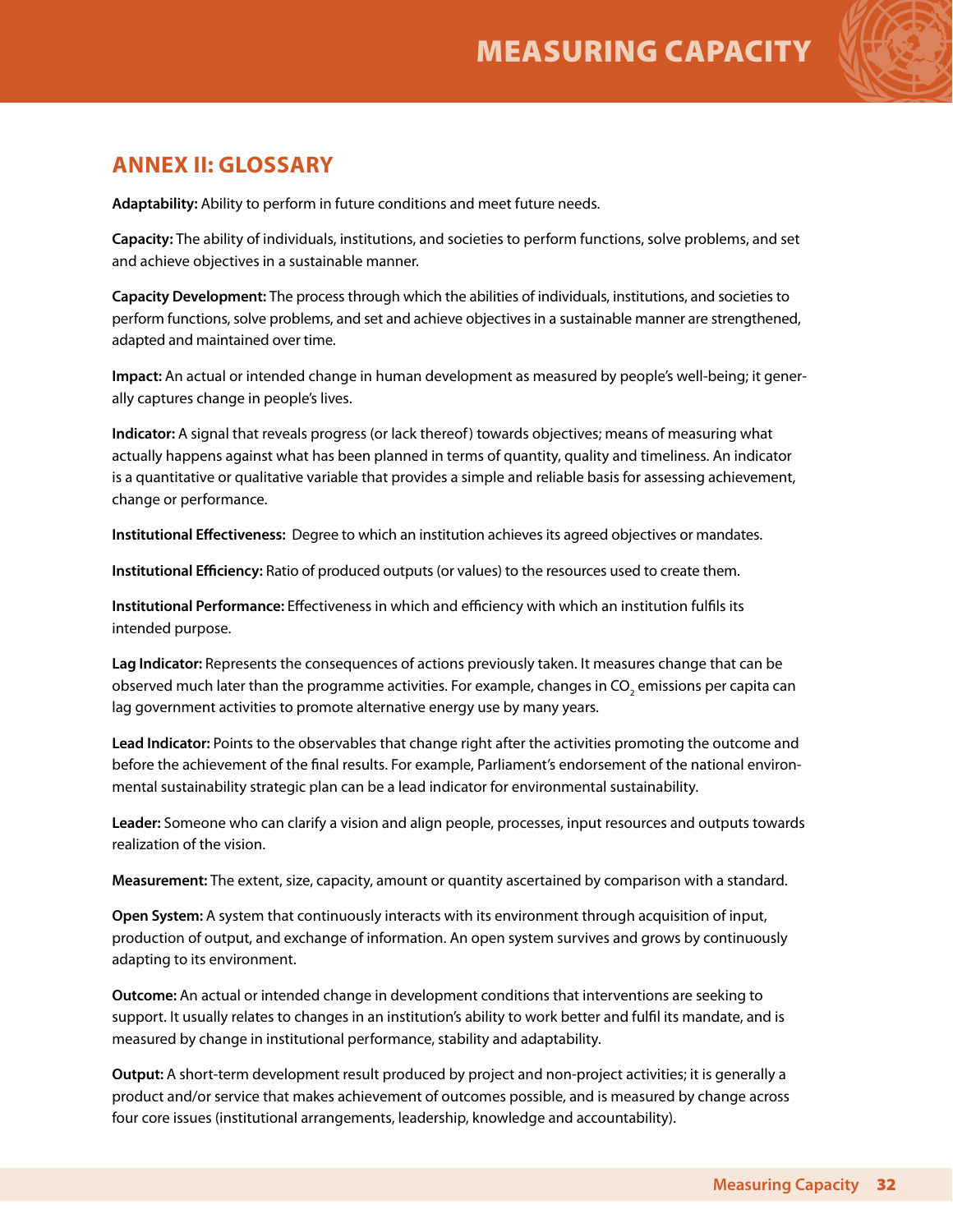## ANNEX II: GLOSSARY

**Adaptability:** Ability to perform in future conditions and meet future needs.

**Capacity:** The ability of individuals, institutions, and societies to perform functions, solve problems, and set and achieve objectives in a sustainable manner.

**Capacity Development:** The process through which the abilities of individuals, institutions, and societies to perform functions, solve problems, and set and achieve objectives in a sustainable manner are strengthened, adapted and maintained over time.

**Impact:** An actual or intended change in human development as measured by people's well-being; it generally captures change in people's lives.

**Indicator:** A signal that reveals progress (or lack thereof) towards objectives; means of measuring what actually happens against what has been planned in terms of quantity, quality and timeliness. An indicator is a quantitative or qualitative variable that provides a simple and reliable basis for assessing achievement, change or performance.

**Institutional Effectiveness:** Degree to which an institution achieves its agreed objectives or mandates.

**Institutional Efficiency:** Ratio of produced outputs (or values) to the resources used to create them.

**Institutional Performance:** Effectiveness in which and efficiency with which an institution fulfils its intended purpose.

**Lag Indicator:** Represents the consequences of actions previously taken. It measures change that can be observed much later than the programme activities. For example, changes in $CO_2$ emissions per capita can lag government activities to promote alternative energy use by many years.

**Lead Indicator:** Points to the observables that change right after the activities promoting the outcome and before the achievement of the final results. For example, Parliament's endorsement of the national environmental sustainability strategic plan can be a lead indicator for environmental sustainability.

**Leader:** Someone who can clarify a vision and align people, processes, input resources and outputs towards realization of the vision.

**Measurement:** The extent, size, capacity, amount or quantity ascertained by comparison with a standard.

**Open System:** A system that continuously interacts with its environment through acquisition of input, production of output, and exchange of information. An open system survives and grows by continuously adapting to its environment.

**Outcome:** An actual or intended change in development conditions that interventions are seeking to support. It usually relates to changes in an institution's ability to work better and fulfil its mandate, and is measured by change in institutional performance, stability and adaptability.

**Output:** A short-term development result produced by project and non-project activities; it is generally a product and/or service that makes achievement of outcomes possible, and is measured by change across four core issues (institutional arrangements, leadership, knowledge and accountability).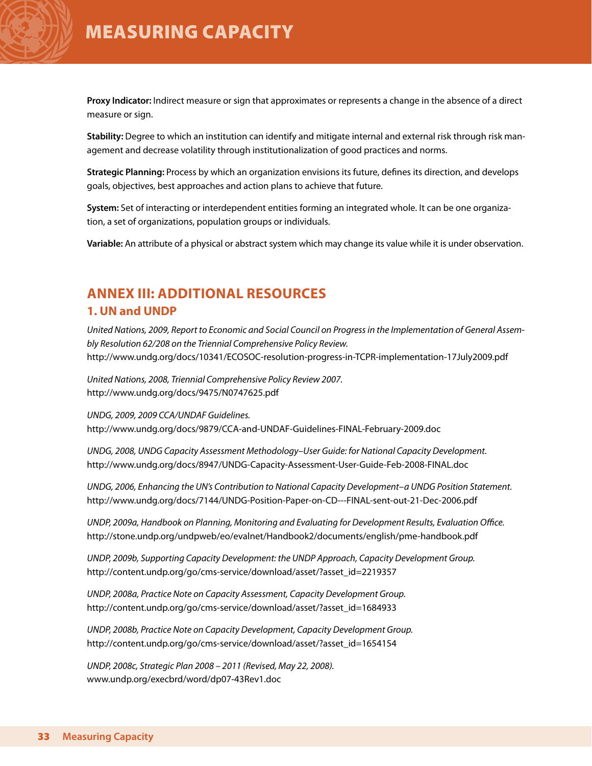**Proxy Indicator:** Indirect measure or sign that approximates or represents a change in the absence of a direct measure or sign.

**Stability:** Degree to which an institution can identify and mitigate internal and external risk through risk management and decrease volatility through institutionalization of good practices and norms.

**Strategic Planning:** Process by which an organization envisions its future, defines its direction, and develops goals, objectives, best approaches and action plans to achieve that future.

**System:** Set of interacting or interdependent entities forming an integrated whole. It can be one organization, a set of organizations, population groups or individuals.

**Variable:** An attribute of a physical or abstract system which may change its value while it is under observation.

## ANNEX III: ADDITIONAL RESOURCES

### 1. UN and UNDP

*United Nations, 2009, Report to Economic and Social Council on Progress in the Implementation of General Assembly Resolution 62/208 on the Triennial Comprehensive Policy Review.*
http://www.undg.org/docs/10341/ECOSOC-resolution-progress-in-TCPR-implementation-17July2009.pdf

*United Nations, 2008, Triennial Comprehensive Policy Review 2007.*
http://www.undg.org/docs/9475/N0747625.pdf

*UNDG, 2009, 2009 CCA/UNDAF Guidelines.*
http://www.undg.org/docs/9879/CCA-and-UNDAF-Guidelines-FINAL-February-2009.doc

*UNDG, 2008, UNDG Capacity Assessment Methodology–User Guide: for National Capacity Development.*
http://www.undg.org/docs/8947/UNDG-Capacity-Assessment-User-Guide-Feb-2008-FINAL.doc

*UNDG, 2006, Enhancing the UN's Contribution to National Capacity Development–a UNDG Position Statement.*
http://www.undg.org/docs/7144/UNDG-Position-Paper-on-CD---FINAL-sent-out-21-Dec-2006.pdf

*UNDP, 2009a, Handbook on Planning, Monitoring and Evaluating for Development Results, Evaluation Office.*
http://stone.undp.org/undpweb/eo/evalnet/Handbook2/documents/english/pme-handbook.pdf

*UNDP, 2009b, Supporting Capacity Development: the UNDP Approach, Capacity Development Group.*
http://content.undp.org/go/cms-service/download/asset/?asset_id=2219357

*UNDP, 2008a, Practice Note on Capacity Assessment, Capacity Development Group.*
http://content.undp.org/go/cms-service/download/asset/?asset_id=1684933

*UNDP, 2008b, Practice Note on Capacity Development, Capacity Development Group.*
http://content.undp.org/go/cms-service/download/asset/?asset_id=1654154

*UNDP, 2008c, Strategic Plan 2008 – 2011 (Revised, May 22, 2008).*
www.undp.org/execbrd/word/dp07-43Rev1.doc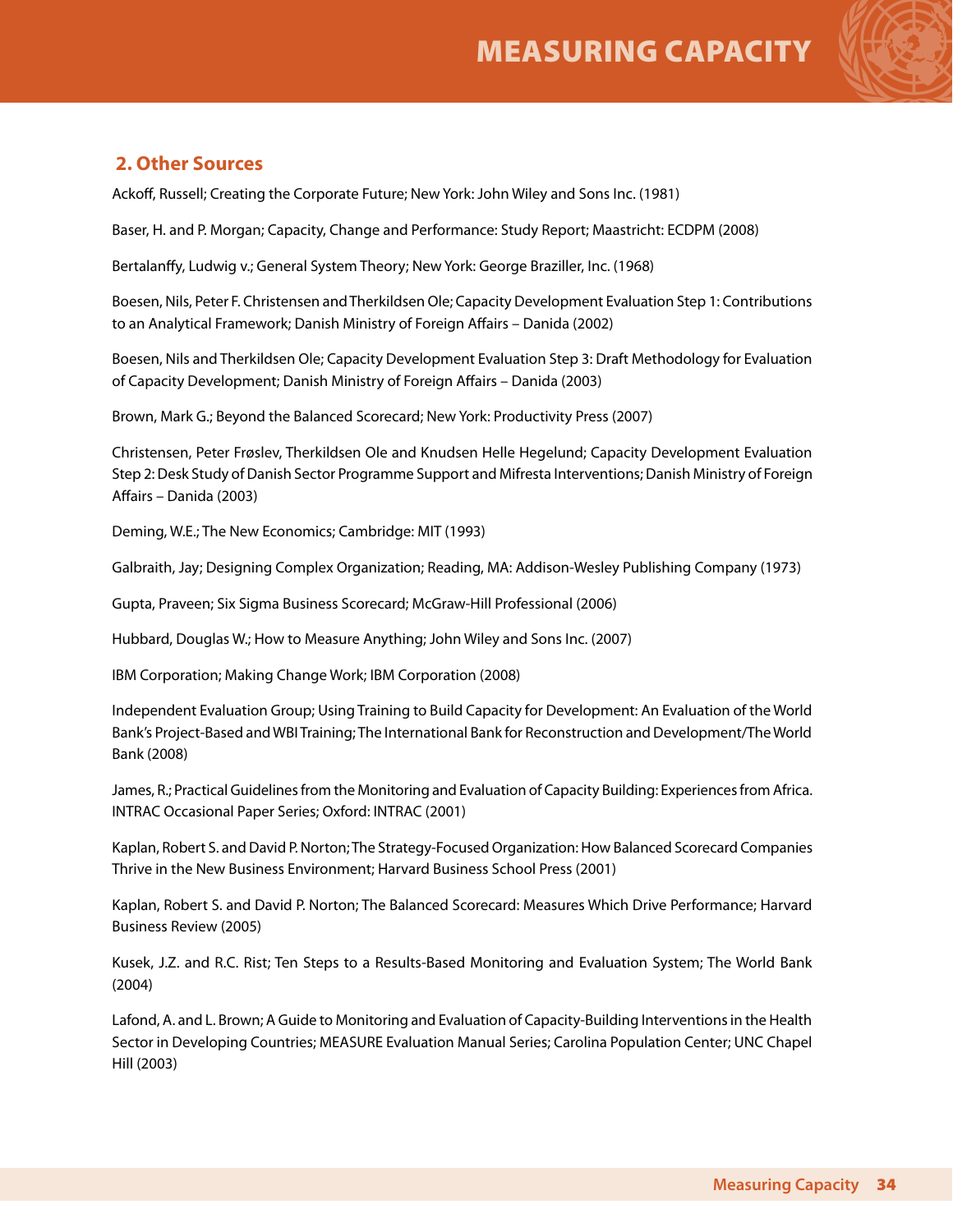## 2. Other Sources

Ackoff, Russell; Creating the Corporate Future; New York: John Wiley and Sons Inc. (1981)

Baser, H. and P. Morgan; Capacity, Change and Performance: Study Report; Maastricht: ECDPM (2008)

Bertalanffy, Ludwig v.; General System Theory; New York: George Braziller, Inc. (1968)

Boesen, Nils, Peter F. Christensen and Therkildsen Ole; Capacity Development Evaluation Step 1: Contributions to an Analytical Framework; Danish Ministry of Foreign Affairs – Danida (2002)

Boesen, Nils and Therkildsen Ole; Capacity Development Evaluation Step 3: Draft Methodology for Evaluation of Capacity Development; Danish Ministry of Foreign Affairs – Danida (2003)

Brown, Mark G.; Beyond the Balanced Scorecard; New York: Productivity Press (2007)

Christensen, Peter Frøslev, Therkildsen Ole and Knudsen Helle Hegelund; Capacity Development Evaluation Step 2: Desk Study of Danish Sector Programme Support and Mifresta Interventions; Danish Ministry of Foreign Affairs – Danida (2003)

Deming, W.E.; The New Economics; Cambridge: MIT (1993)

Galbraith, Jay; Designing Complex Organization; Reading, MA: Addison-Wesley Publishing Company (1973)

Gupta, Praveen; Six Sigma Business Scorecard; McGraw-Hill Professional (2006)

Hubbard, Douglas W.; How to Measure Anything; John Wiley and Sons Inc. (2007)

IBM Corporation; Making Change Work; IBM Corporation (2008)

Independent Evaluation Group; Using Training to Build Capacity for Development: An Evaluation of the World Bank's Project-Based and WBI Training; The International Bank for Reconstruction and Development/The World Bank (2008)

James, R.; Practical Guidelines from the Monitoring and Evaluation of Capacity Building: Experiences from Africa. INTRAC Occasional Paper Series; Oxford: INTRAC (2001)

Kaplan, Robert S. and David P. Norton; The Strategy-Focused Organization: How Balanced Scorecard Companies Thrive in the New Business Environment; Harvard Business School Press (2001)

Kaplan, Robert S. and David P. Norton; The Balanced Scorecard: Measures Which Drive Performance; Harvard Business Review (2005)

Kusek, J.Z. and R.C. Rist; Ten Steps to a Results-Based Monitoring and Evaluation System; The World Bank (2004)

Lafond, A. and L. Brown; A Guide to Monitoring and Evaluation of Capacity-Building Interventions in the Health Sector in Developing Countries; MEASURE Evaluation Manual Series; Carolina Population Center; UNC Chapel Hill (2003)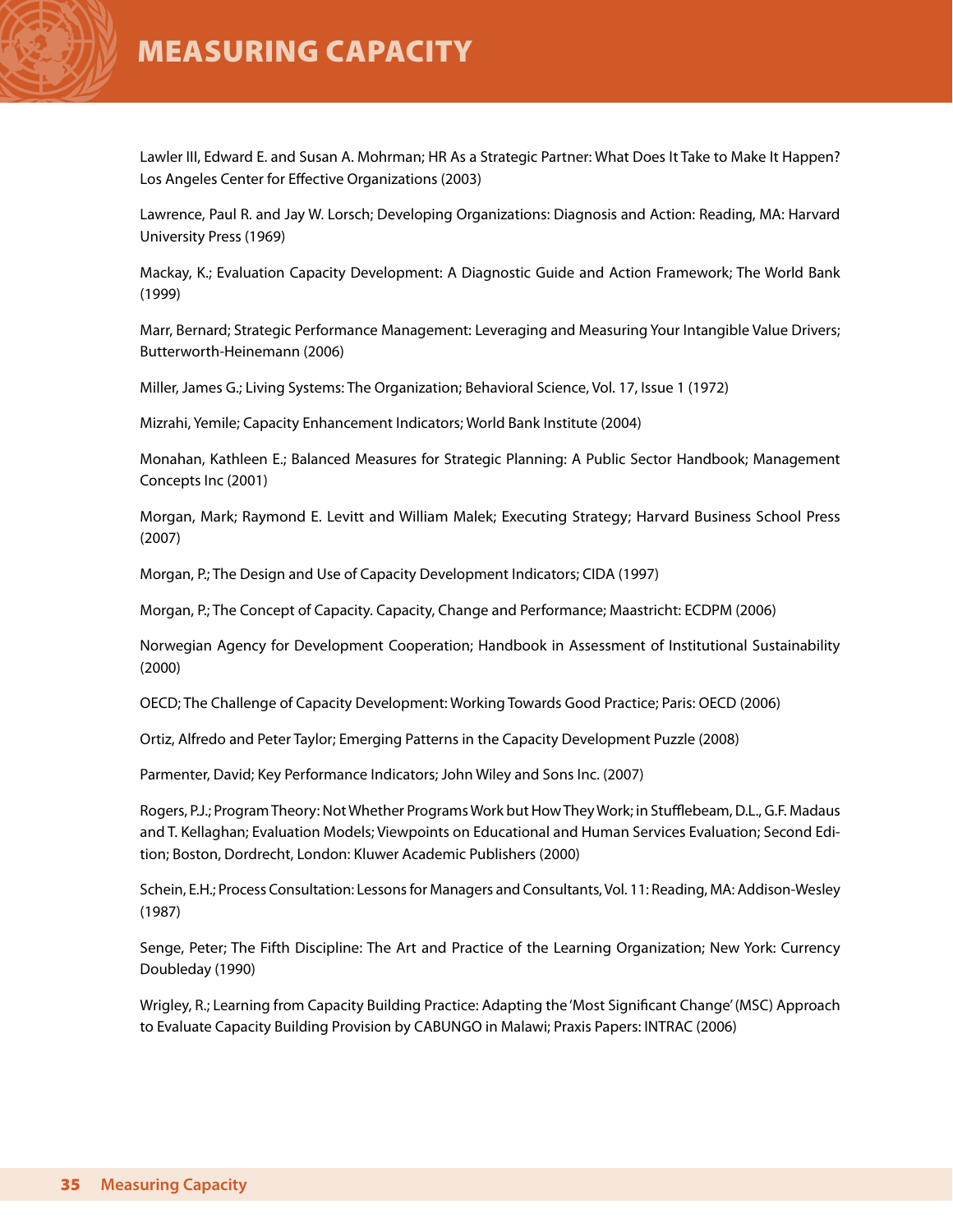Lawler III, Edward E. and Susan A. Mohrman; HR As a Strategic Partner: What Does It Take to Make It Happen? Los Angeles Center for Effective Organizations (2003)

Lawrence, Paul R. and Jay W. Lorsch; Developing Organizations: Diagnosis and Action: Reading, MA: Harvard University Press (1969)

Mackay, K.; Evaluation Capacity Development: A Diagnostic Guide and Action Framework; The World Bank (1999)

Marr, Bernard; Strategic Performance Management: Leveraging and Measuring Your Intangible Value Drivers; Butterworth-Heinemann (2006)

Miller, James G.; Living Systems: The Organization; Behavioral Science, Vol. 17, Issue 1 (1972)

Mizrahi, Yemile; Capacity Enhancement Indicators; World Bank Institute (2004)

Monahan, Kathleen E.; Balanced Measures for Strategic Planning: A Public Sector Handbook; Management Concepts Inc (2001)

Morgan, Mark; Raymond E. Levitt and William Malek; Executing Strategy; Harvard Business School Press (2007)

Morgan, P.; The Design and Use of Capacity Development Indicators; CIDA (1997)

Morgan, P.; The Concept of Capacity. Capacity, Change and Performance; Maastricht: ECDPM (2006)

Norwegian Agency for Development Cooperation; Handbook in Assessment of Institutional Sustainability (2000)

OECD; The Challenge of Capacity Development: Working Towards Good Practice; Paris: OECD (2006)

Ortiz, Alfredo and Peter Taylor; Emerging Patterns in the Capacity Development Puzzle (2008)

Parmenter, David; Key Performance Indicators; John Wiley and Sons Inc. (2007)

Rogers, P.J.; Program Theory: Not Whether Programs Work but How They Work; in Stufflebeam, D.L., G.F. Madaus and T. Kellaghan; Evaluation Models; Viewpoints on Educational and Human Services Evaluation; Second Edition; Boston, Dordrecht, London: Kluwer Academic Publishers (2000)

Schein, E.H.; Process Consultation: Lessons for Managers and Consultants, Vol. 11: Reading, MA: Addison-Wesley (1987)

Senge, Peter; The Fifth Discipline: The Art and Practice of the Learning Organization; New York: Currency Doubleday (1990)

Wrigley, R.; Learning from Capacity Building Practice: Adapting the 'Most Significant Change' (MSC) Approach to Evaluate Capacity Building Provision by CABUNGO in Malawi; Praxis Papers: INTRAC (2006)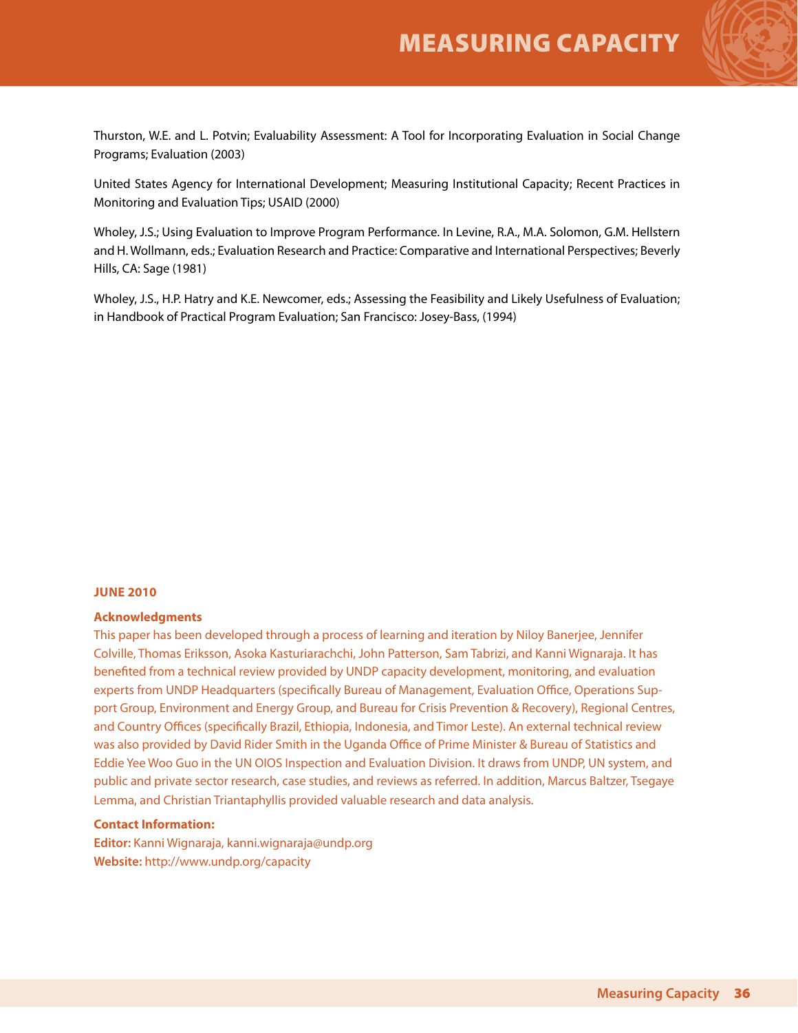Thurston, W.E. and L. Potvin; Evaluability Assessment: A Tool for Incorporating Evaluation in Social Change Programs; Evaluation (2003)

United States Agency for International Development; Measuring Institutional Capacity; Recent Practices in Monitoring and Evaluation Tips; USAID (2000)

Wholey, J.S.; Using Evaluation to Improve Program Performance. In Levine, R.A., M.A. Solomon, G.M. Hellstern and H. Wollmann, eds.; Evaluation Research and Practice: Comparative and International Perspectives; Beverly Hills, CA: Sage (1981)

Wholey, J.S., H.P. Hatry and K.E. Newcomer, eds.; Assessing the Feasibility and Likely Usefulness of Evaluation; in Handbook of Practical Program Evaluation; San Francisco: Josey-Bass, (1994)

**JUNE 2010**

**Acknowledgments**

This paper has been developed through a process of learning and iteration by Niloy Banerjee, Jennifer Colville, Thomas Eriksson, Asoka Kasturiarachchi, John Patterson, Sam Tabrizi, and Kanni Wignaraja. It has benefited from a technical review provided by UNDP capacity development, monitoring, and evaluation experts from UNDP Headquarters (specifically Bureau of Management, Evaluation Office, Operations Support Group, Environment and Energy Group, and Bureau for Crisis Prevention & Recovery), Regional Centres, and Country Offices (specifically Brazil, Ethiopia, Indonesia, and Timor Leste). An external technical review was also provided by David Rider Smith in the Uganda Office of Prime Minister & Bureau of Statistics and Eddie Yee Woo Guo in the UN OIOS Inspection and Evaluation Division. It draws from UNDP, UN system, and public and private sector research, case studies, and reviews as referred. In addition, Marcus Baltzer, Tsegaye Lemma, and Christian Triantaphyllis provided valuable research and data analysis.

**Contact Information:**

**Editor:** Kanni Wignaraja, kanni.wignaraja@undp.org

**Website:** http://www.undp.org/capacity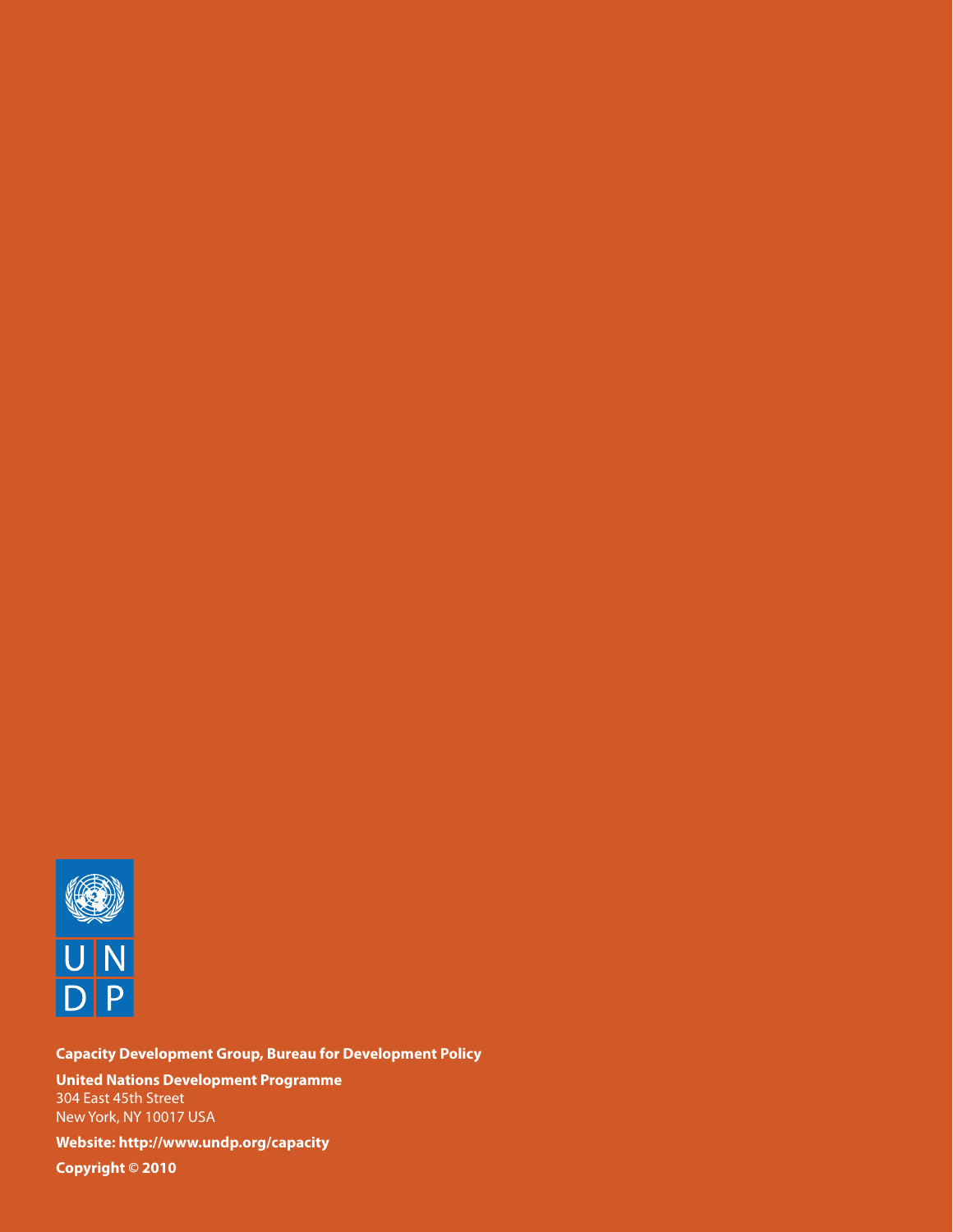**Capacity Development Group, Bureau for Development Policy**

**United Nations Development Programme**
304 East 45th Street
New York, NY 10017 USA

**Website: http://www.undp.org/capacity**

**Copyright © 2010**